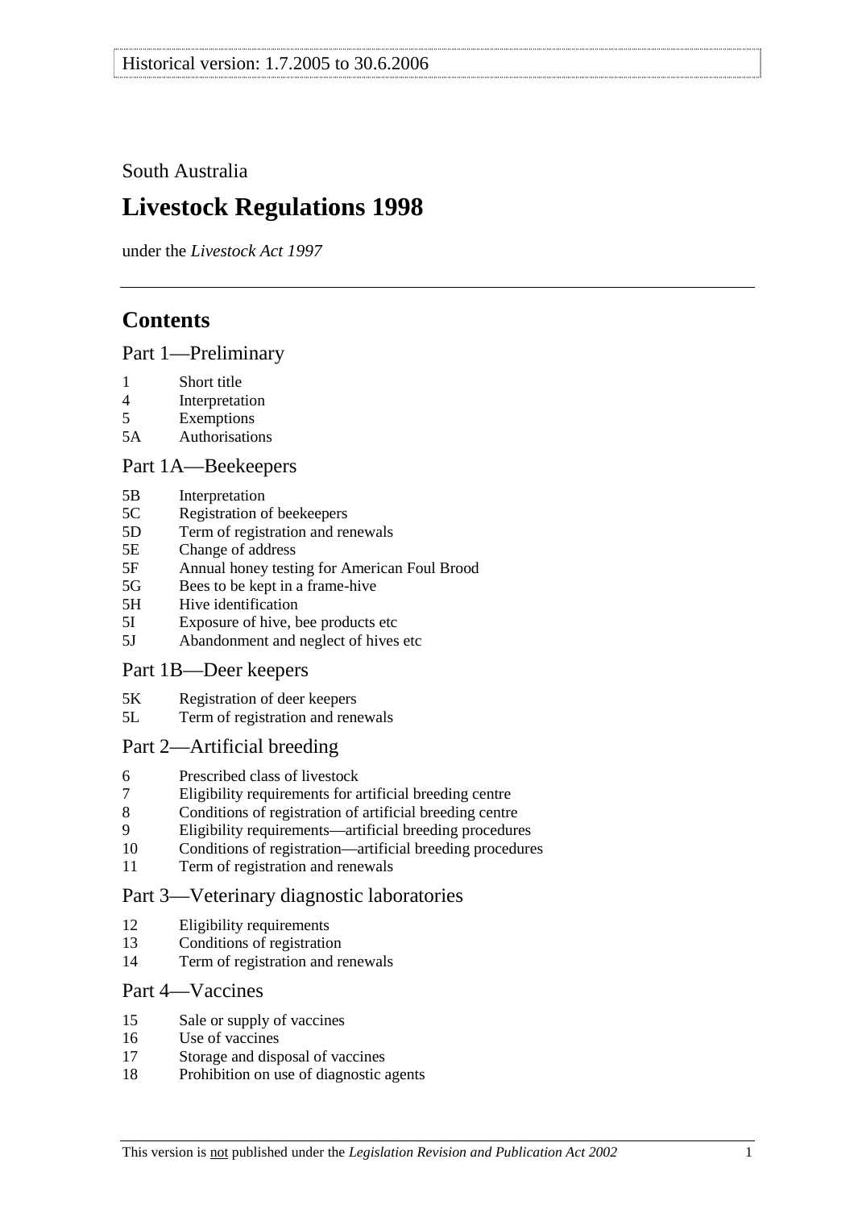Historical version: 1.7.2005 to 30.6.2006

South Australia

# Livestock Regulations 1998

under the *Livestock Act 1997*

## Contents

### Part 1—Preliminary

1 Short title
4 Interpretation
5 Exemptions
5A Authorisations

### Part 1A—Beekeepers

5B Interpretation
5C Registration of beekeepers
5D Term of registration and renewals
5E Change of address
5F Annual honey testing for American Foul Brood
5G Bees to be kept in a frame-hive
5H Hive identification
5I Exposure of hive, bee products etc
5J Abandonment and neglect of hives etc

### Part 1B—Deer keepers

5K Registration of deer keepers
5L Term of registration and renewals

### Part 2—Artificial breeding

6 Prescribed class of livestock
7 Eligibility requirements for artificial breeding centre
8 Conditions of registration of artificial breeding centre
9 Eligibility requirements—artificial breeding procedures
10 Conditions of registration—artificial breeding procedures
11 Term of registration and renewals

### Part 3—Veterinary diagnostic laboratories

12 Eligibility requirements
13 Conditions of registration
14 Term of registration and renewals

### Part 4—Vaccines

15 Sale or supply of vaccines
16 Use of vaccines
17 Storage and disposal of vaccines
18 Prohibition on use of diagnostic agents

This version is not published under the *Legislation Revision and Publication Act 2002*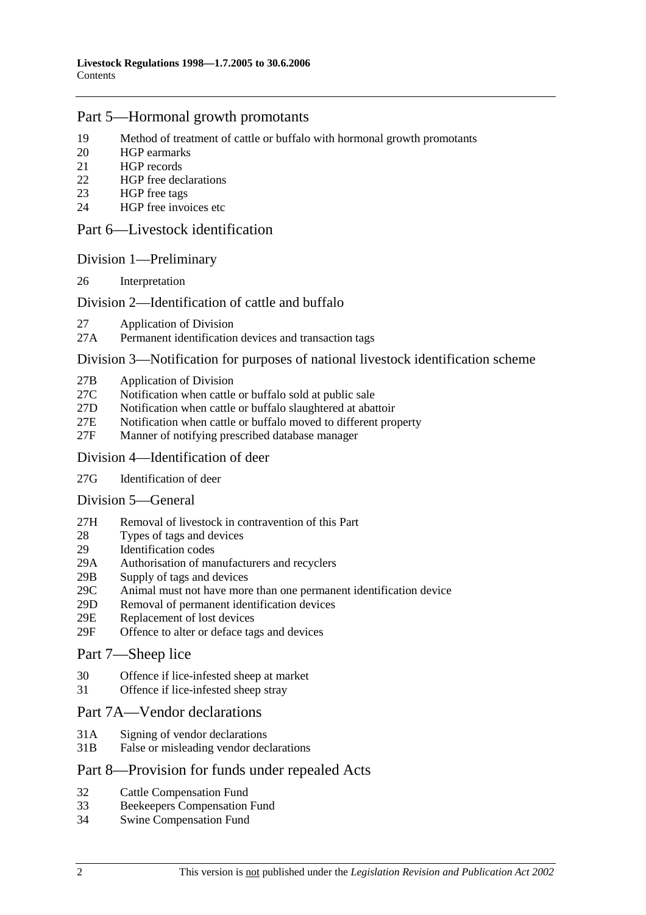## Part 5—Hormonal growth promotants

19 Method of treatment of cattle or buffalo with hormonal growth promotants
20 HGP earmarks
21 HGP records
22 HGP free declarations
23 HGP free tags
24 HGP free invoices etc

## Part 6—Livestock identification

### Division 1—Preliminary

26 Interpretation

### Division 2—Identification of cattle and buffalo

27 Application of Division
27A Permanent identification devices and transaction tags

### Division 3—Notification for purposes of national livestock identification scheme

27B Application of Division
27C Notification when cattle or buffalo sold at public sale
27D Notification when cattle or buffalo slaughtered at abattoir
27E Notification when cattle or buffalo moved to different property
27F Manner of notifying prescribed database manager

### Division 4—Identification of deer

27G Identification of deer

### Division 5—General

27H Removal of livestock in contravention of this Part
28 Types of tags and devices
29 Identification codes
29A Authorisation of manufacturers and recyclers
29B Supply of tags and devices
29C Animal must not have more than one permanent identification device
29D Removal of permanent identification devices
29E Replacement of lost devices
29F Offence to alter or deface tags and devices

## Part 7—Sheep lice

30 Offence if lice-infested sheep at market
31 Offence if lice-infested sheep stray

## Part 7A—Vendor declarations

31A Signing of vendor declarations
31B False or misleading vendor declarations

## Part 8—Provision for funds under repealed Acts

32 Cattle Compensation Fund
33 Beekeepers Compensation Fund
34 Swine Compensation Fund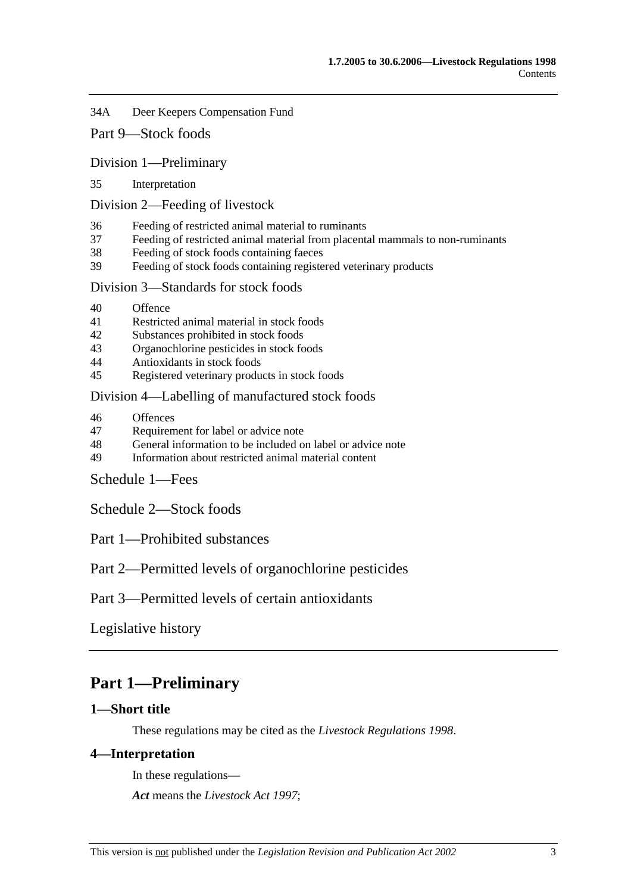34A Deer Keepers Compensation Fund

Part 9—Stock foods

Division 1—Preliminary

35 Interpretation

Division 2—Feeding of livestock

36 Feeding of restricted animal material to ruminants
37 Feeding of restricted animal material from placental mammals to non-ruminants
38 Feeding of stock foods containing faeces
39 Feeding of stock foods containing registered veterinary products

Division 3—Standards for stock foods

40 Offence
41 Restricted animal material in stock foods
42 Substances prohibited in stock foods
43 Organochlorine pesticides in stock foods
44 Antioxidants in stock foods
45 Registered veterinary products in stock foods

Division 4—Labelling of manufactured stock foods

46 Offences
47 Requirement for label or advice note
48 General information to be included on label or advice note
49 Information about restricted animal material content

Schedule 1—Fees

Schedule 2—Stock foods

Part 1—Prohibited substances

Part 2—Permitted levels of organochlorine pesticides

Part 3—Permitted levels of certain antioxidants

Legislative history

# Part 1—Preliminary

## 1—Short title

These regulations may be cited as the *Livestock Regulations 1998*.

## 4—Interpretation

In these regulations—

***Act*** means the *Livestock Act 1997*;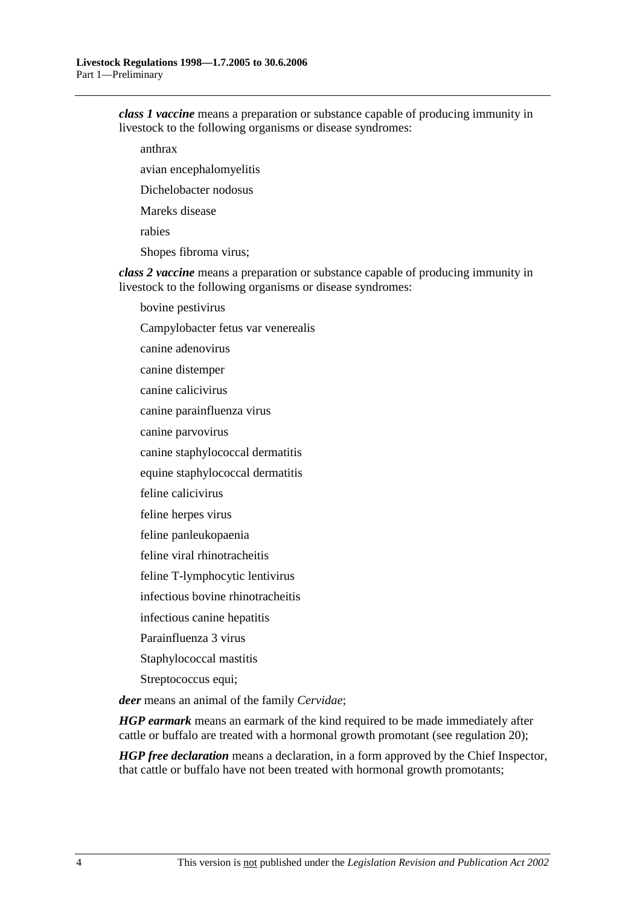***class 1 vaccine*** means a preparation or substance capable of producing immunity in livestock to the following organisms or disease syndromes:

anthrax

avian encephalomyelitis

Dichelobacter nodosus

Mareks disease

rabies

Shopes fibroma virus;

***class 2 vaccine*** means a preparation or substance capable of producing immunity in livestock to the following organisms or disease syndromes:

bovine pestivirus

Campylobacter fetus var venerealis

canine adenovirus

canine distemper

canine calicivirus

canine parainfluenza virus

canine parvovirus

canine staphylococcal dermatitis

equine staphylococcal dermatitis

feline calicivirus

feline herpes virus

feline panleukopaenia

feline viral rhinotracheitis

feline T-lymphocytic lentivirus

infectious bovine rhinotracheitis

infectious canine hepatitis

Parainfluenza 3 virus

Staphylococcal mastitis

Streptococcus equi;

***deer*** means an animal of the family *Cervidae*;

***HGP earmark*** means an earmark of the kind required to be made immediately after cattle or buffalo are treated with a hormonal growth promotant (see regulation 20);

***HGP free declaration*** means a declaration, in a form approved by the Chief Inspector, that cattle or buffalo have not been treated with hormonal growth promotants;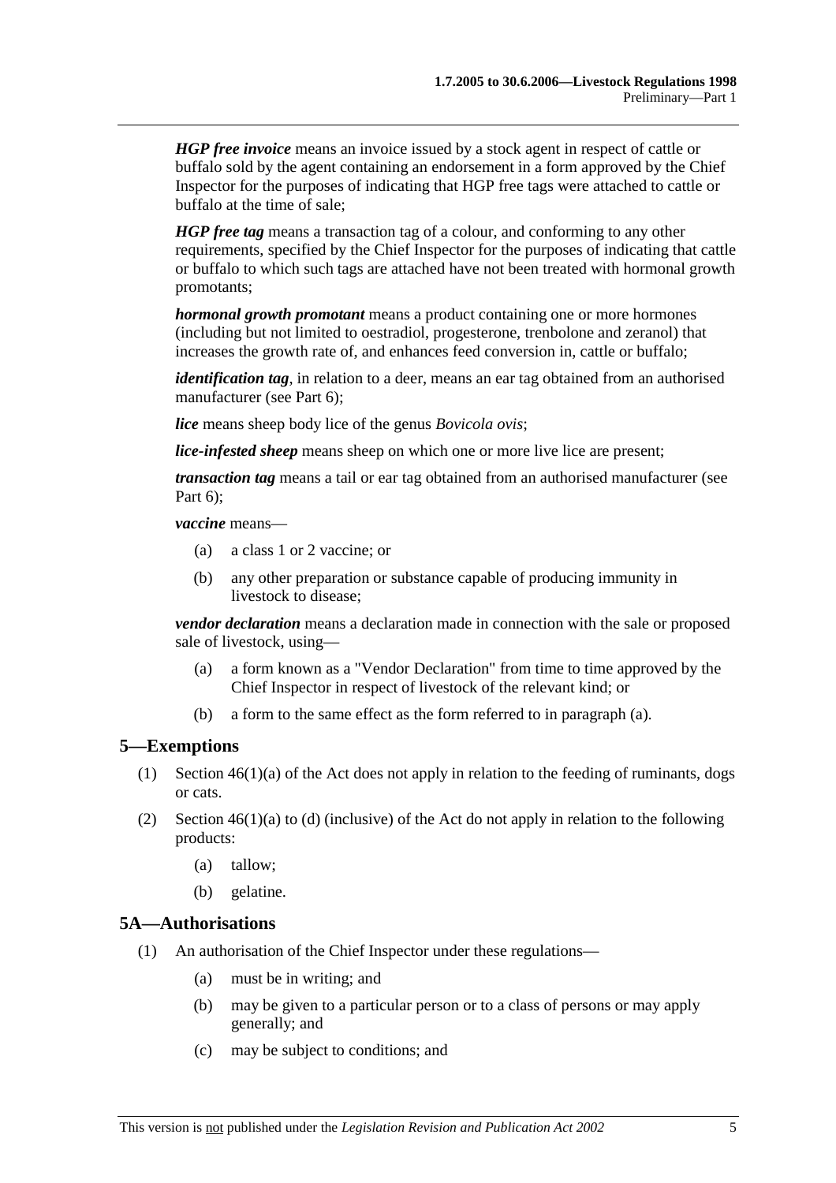***HGP free invoice*** means an invoice issued by a stock agent in respect of cattle or buffalo sold by the agent containing an endorsement in a form approved by the Chief Inspector for the purposes of indicating that HGP free tags were attached to cattle or buffalo at the time of sale;

***HGP free tag*** means a transaction tag of a colour, and conforming to any other requirements, specified by the Chief Inspector for the purposes of indicating that cattle or buffalo to which such tags are attached have not been treated with hormonal growth promotants;

***hormonal growth promotant*** means a product containing one or more hormones (including but not limited to oestradiol, progesterone, trenbolone and zeranol) that increases the growth rate of, and enhances feed conversion in, cattle or buffalo;

***identification tag***, in relation to a deer, means an ear tag obtained from an authorised manufacturer (see Part 6);

***lice*** means sheep body lice of the genus *Bovicola ovis*;

***lice-infested sheep*** means sheep on which one or more live lice are present;

***transaction tag*** means a tail or ear tag obtained from an authorised manufacturer (see Part 6);

***vaccine*** means—

(a) a class 1 or 2 vaccine; or

(b) any other preparation or substance capable of producing immunity in livestock to disease;

***vendor declaration*** means a declaration made in connection with the sale or proposed sale of livestock, using—

(a) a form known as a "Vendor Declaration" from time to time approved by the Chief Inspector in respect of livestock of the relevant kind; or

(b) a form to the same effect as the form referred to in paragraph (a).

## 5—Exemptions

(1) Section 46(1)(a) of the Act does not apply in relation to the feeding of ruminants, dogs or cats.

(2) Section 46(1)(a) to (d) (inclusive) of the Act do not apply in relation to the following products:

(a) tallow;

(b) gelatine.

## 5A—Authorisations

(1) An authorisation of the Chief Inspector under these regulations—

(a) must be in writing; and

(b) may be given to a particular person or to a class of persons or may apply generally; and

(c) may be subject to conditions; and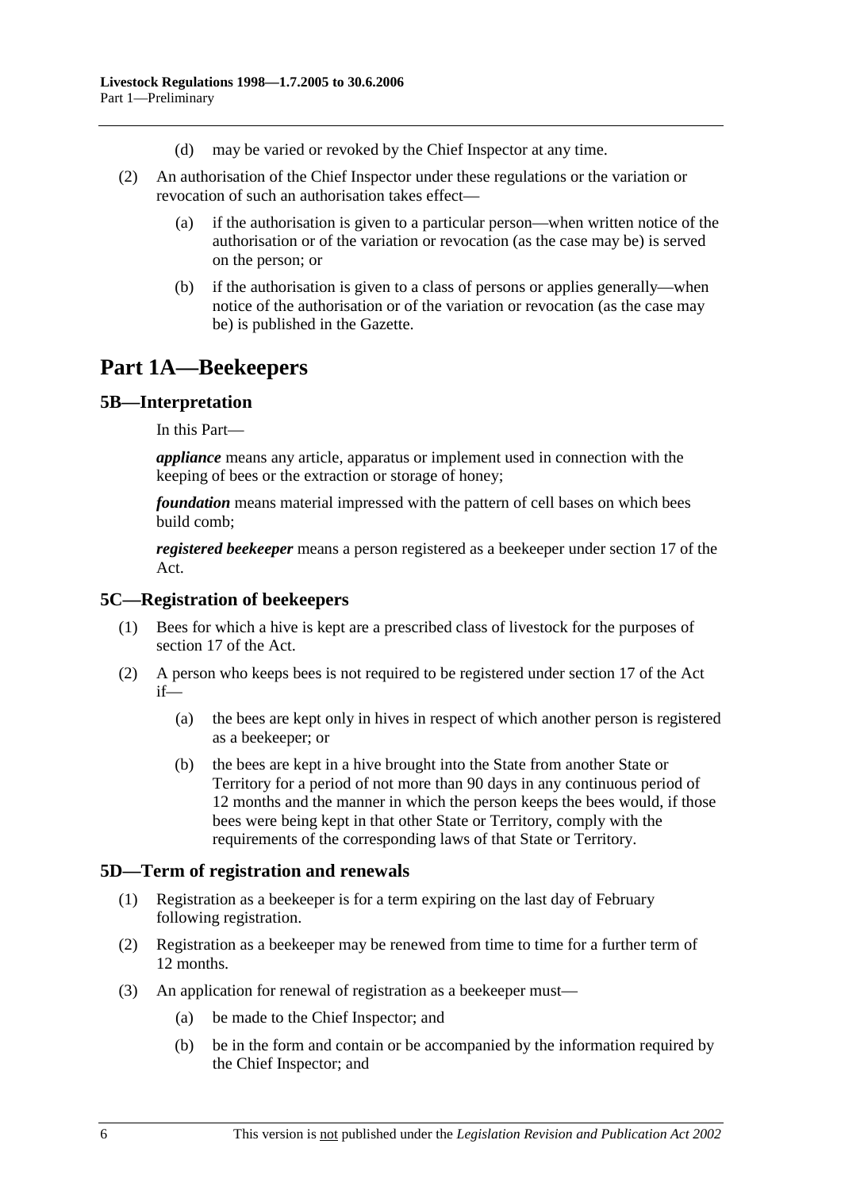(d) may be varied or revoked by the Chief Inspector at any time.

(2) An authorisation of the Chief Inspector under these regulations or the variation or revocation of such an authorisation takes effect—

(a) if the authorisation is given to a particular person—when written notice of the authorisation or of the variation or revocation (as the case may be) is served on the person; or

(b) if the authorisation is given to a class of persons or applies generally—when notice of the authorisation or of the variation or revocation (as the case may be) is published in the Gazette.

# Part 1A—Beekeepers

## 5B—Interpretation

In this Part—

***appliance*** means any article, apparatus or implement used in connection with the keeping of bees or the extraction or storage of honey;

***foundation*** means material impressed with the pattern of cell bases on which bees build comb;

***registered beekeeper*** means a person registered as a beekeeper under section 17 of the Act.

## 5C—Registration of beekeepers

(1) Bees for which a hive is kept are a prescribed class of livestock for the purposes of section 17 of the Act.

(2) A person who keeps bees is not required to be registered under section 17 of the Act if—

(a) the bees are kept only in hives in respect of which another person is registered as a beekeeper; or

(b) the bees are kept in a hive brought into the State from another State or Territory for a period of not more than 90 days in any continuous period of 12 months and the manner in which the person keeps the bees would, if those bees were being kept in that other State or Territory, comply with the requirements of the corresponding laws of that State or Territory.

## 5D—Term of registration and renewals

(1) Registration as a beekeeper is for a term expiring on the last day of February following registration.

(2) Registration as a beekeeper may be renewed from time to time for a further term of 12 months.

(3) An application for renewal of registration as a beekeeper must—

(a) be made to the Chief Inspector; and

(b) be in the form and contain or be accompanied by the information required by the Chief Inspector; and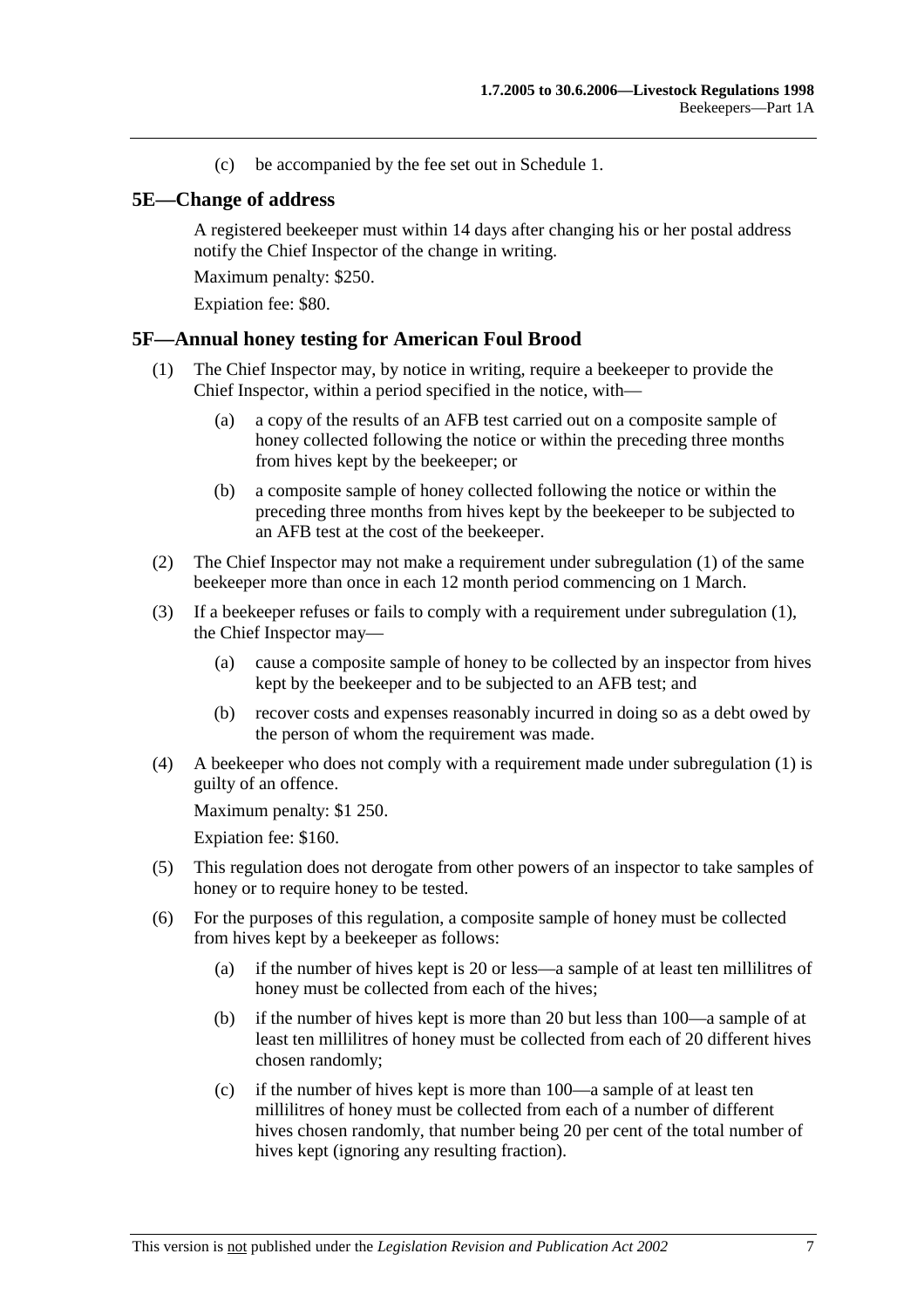(c) be accompanied by the fee set out in Schedule 1.

## 5E—Change of address

A registered beekeeper must within 14 days after changing his or her postal address notify the Chief Inspector of the change in writing.

Maximum penalty: $250.

Expiation fee: $80.

## 5F—Annual honey testing for American Foul Brood

(1) The Chief Inspector may, by notice in writing, require a beekeeper to provide the Chief Inspector, within a period specified in the notice, with—

(a) a copy of the results of an AFB test carried out on a composite sample of honey collected following the notice or within the preceding three months from hives kept by the beekeeper; or

(b) a composite sample of honey collected following the notice or within the preceding three months from hives kept by the beekeeper to be subjected to an AFB test at the cost of the beekeeper.

(2) The Chief Inspector may not make a requirement under subregulation (1) of the same beekeeper more than once in each 12 month period commencing on 1 March.

(3) If a beekeeper refuses or fails to comply with a requirement under subregulation (1), the Chief Inspector may—

(a) cause a composite sample of honey to be collected by an inspector from hives kept by the beekeeper and to be subjected to an AFB test; and

(b) recover costs and expenses reasonably incurred in doing so as a debt owed by the person of whom the requirement was made.

(4) A beekeeper who does not comply with a requirement made under subregulation (1) is guilty of an offence.

Maximum penalty: $1 250.

Expiation fee: $160.

(5) This regulation does not derogate from other powers of an inspector to take samples of honey or to require honey to be tested.

(6) For the purposes of this regulation, a composite sample of honey must be collected from hives kept by a beekeeper as follows:

(a) if the number of hives kept is 20 or less—a sample of at least ten millilitres of honey must be collected from each of the hives;

(b) if the number of hives kept is more than 20 but less than 100—a sample of at least ten millilitres of honey must be collected from each of 20 different hives chosen randomly;

(c) if the number of hives kept is more than 100—a sample of at least ten millilitres of honey must be collected from each of a number of different hives chosen randomly, that number being 20 per cent of the total number of hives kept (ignoring any resulting fraction).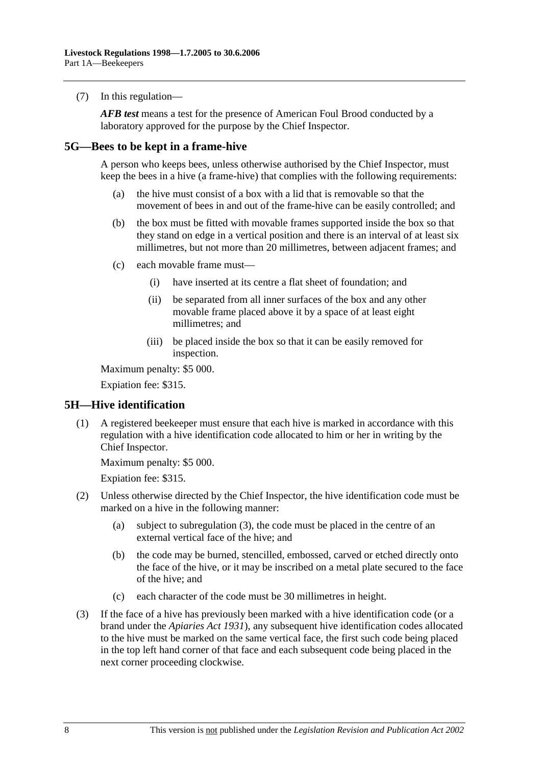(7) In this regulation—

***AFB test*** means a test for the presence of American Foul Brood conducted by a laboratory approved for the purpose by the Chief Inspector.

## 5G—Bees to be kept in a frame-hive

A person who keeps bees, unless otherwise authorised by the Chief Inspector, must keep the bees in a hive (a frame-hive) that complies with the following requirements:

(a) the hive must consist of a box with a lid that is removable so that the movement of bees in and out of the frame-hive can be easily controlled; and

(b) the box must be fitted with movable frames supported inside the box so that they stand on edge in a vertical position and there is an interval of at least six millimetres, but not more than 20 millimetres, between adjacent frames; and

(c) each movable frame must—

(i) have inserted at its centre a flat sheet of foundation; and

(ii) be separated from all inner surfaces of the box and any other movable frame placed above it by a space of at least eight millimetres; and

(iii) be placed inside the box so that it can be easily removed for inspection.

Maximum penalty: $5 000.

Expiation fee: $315.

## 5H—Hive identification

(1) A registered beekeeper must ensure that each hive is marked in accordance with this regulation with a hive identification code allocated to him or her in writing by the Chief Inspector.

Maximum penalty: $5 000.

Expiation fee: $315.

(2) Unless otherwise directed by the Chief Inspector, the hive identification code must be marked on a hive in the following manner:

(a) subject to subregulation (3), the code must be placed in the centre of an external vertical face of the hive; and

(b) the code may be burned, stencilled, embossed, carved or etched directly onto the face of the hive, or it may be inscribed on a metal plate secured to the face of the hive; and

(c) each character of the code must be 30 millimetres in height.

(3) If the face of a hive has previously been marked with a hive identification code (or a brand under the *Apiaries Act 1931*), any subsequent hive identification codes allocated to the hive must be marked on the same vertical face, the first such code being placed in the top left hand corner of that face and each subsequent code being placed in the next corner proceeding clockwise.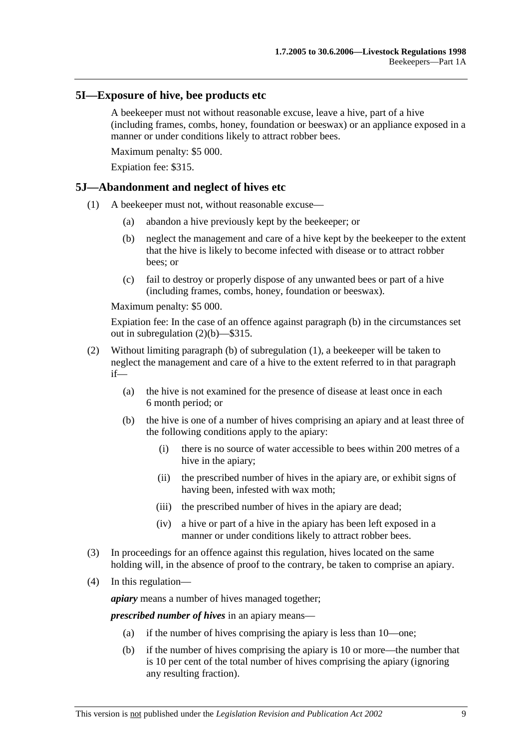## 5I—Exposure of hive, bee products etc

A beekeeper must not without reasonable excuse, leave a hive, part of a hive (including frames, combs, honey, foundation or beeswax) or an appliance exposed in a manner or under conditions likely to attract robber bees.

Maximum penalty: $5 000.

Expiation fee: $315.

## 5J—Abandonment and neglect of hives etc

(1) A beekeeper must not, without reasonable excuse—

- (a) abandon a hive previously kept by the beekeeper; or
- (b) neglect the management and care of a hive kept by the beekeeper to the extent that the hive is likely to become infected with disease or to attract robber bees; or
- (c) fail to destroy or properly dispose of any unwanted bees or part of a hive (including frames, combs, honey, foundation or beeswax).

Maximum penalty: $5 000.

Expiation fee: In the case of an offence against paragraph (b) in the circumstances set out in subregulation (2)(b)—$315.

(2) Without limiting paragraph (b) of subregulation (1), a beekeeper will be taken to neglect the management and care of a hive to the extent referred to in that paragraph if—

- (a) the hive is not examined for the presence of disease at least once in each 6 month period; or
- (b) the hive is one of a number of hives comprising an apiary and at least three of the following conditions apply to the apiary:
  - (i) there is no source of water accessible to bees within 200 metres of a hive in the apiary;
  - (ii) the prescribed number of hives in the apiary are, or exhibit signs of having been, infested with wax moth;
  - (iii) the prescribed number of hives in the apiary are dead;
  - (iv) a hive or part of a hive in the apiary has been left exposed in a manner or under conditions likely to attract robber bees.

(3) In proceedings for an offence against this regulation, hives located on the same holding will, in the absence of proof to the contrary, be taken to comprise an apiary.

(4) In this regulation—

***apiary*** means a number of hives managed together;

***prescribed number of hives*** in an apiary means—

- (a) if the number of hives comprising the apiary is less than 10—one;
- (b) if the number of hives comprising the apiary is 10 or more—the number that is 10 per cent of the total number of hives comprising the apiary (ignoring any resulting fraction).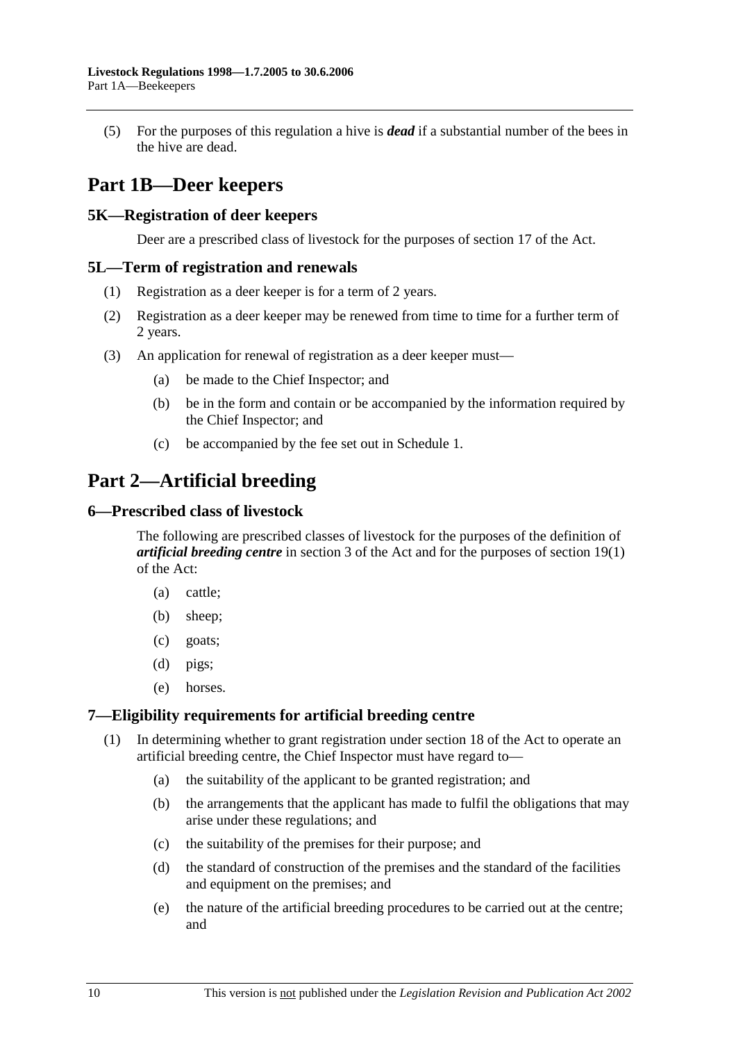(5) For the purposes of this regulation a hive is ***dead*** if a substantial number of the bees in the hive are dead.

# Part 1B—Deer keepers

## 5K—Registration of deer keepers

Deer are a prescribed class of livestock for the purposes of section 17 of the Act.

## 5L—Term of registration and renewals

(1) Registration as a deer keeper is for a term of 2 years.

(2) Registration as a deer keeper may be renewed from time to time for a further term of 2 years.

(3) An application for renewal of registration as a deer keeper must—

- (a) be made to the Chief Inspector; and
- (b) be in the form and contain or be accompanied by the information required by the Chief Inspector; and
- (c) be accompanied by the fee set out in Schedule 1.

# Part 2—Artificial breeding

## 6—Prescribed class of livestock

The following are prescribed classes of livestock for the purposes of the definition of ***artificial breeding centre*** in section 3 of the Act and for the purposes of section 19(1) of the Act:

- (a) cattle;
- (b) sheep;
- (c) goats;
- (d) pigs;
- (e) horses.

## 7—Eligibility requirements for artificial breeding centre

(1) In determining whether to grant registration under section 18 of the Act to operate an artificial breeding centre, the Chief Inspector must have regard to—

- (a) the suitability of the applicant to be granted registration; and
- (b) the arrangements that the applicant has made to fulfil the obligations that may arise under these regulations; and
- (c) the suitability of the premises for their purpose; and
- (d) the standard of construction of the premises and the standard of the facilities and equipment on the premises; and
- (e) the nature of the artificial breeding procedures to be carried out at the centre; and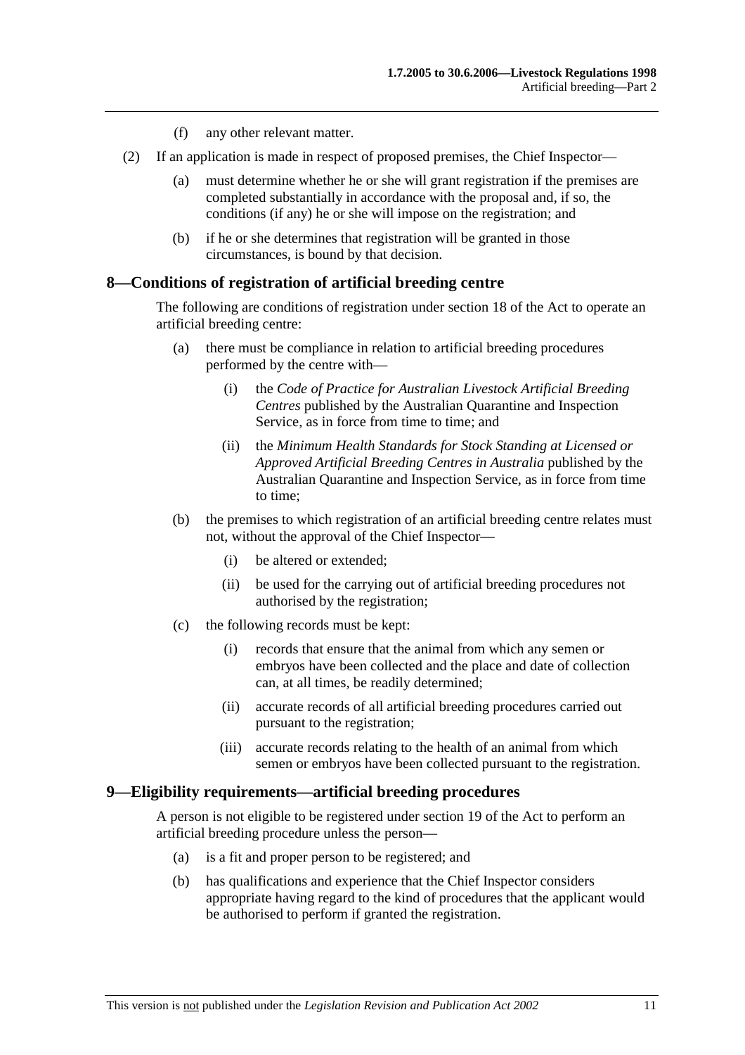(f) any other relevant matter.

(2) If an application is made in respect of proposed premises, the Chief Inspector—

(a) must determine whether he or she will grant registration if the premises are completed substantially in accordance with the proposal and, if so, the conditions (if any) he or she will impose on the registration; and

(b) if he or she determines that registration will be granted in those circumstances, is bound by that decision.

## 8—Conditions of registration of artificial breeding centre

The following are conditions of registration under section 18 of the Act to operate an artificial breeding centre:

(a) there must be compliance in relation to artificial breeding procedures performed by the centre with—

(i) the *Code of Practice for Australian Livestock Artificial Breeding Centres* published by the Australian Quarantine and Inspection Service, as in force from time to time; and

(ii) the *Minimum Health Standards for Stock Standing at Licensed or Approved Artificial Breeding Centres in Australia* published by the Australian Quarantine and Inspection Service, as in force from time to time;

(b) the premises to which registration of an artificial breeding centre relates must not, without the approval of the Chief Inspector—

(i) be altered or extended;

(ii) be used for the carrying out of artificial breeding procedures not authorised by the registration;

(c) the following records must be kept:

(i) records that ensure that the animal from which any semen or embryos have been collected and the place and date of collection can, at all times, be readily determined;

(ii) accurate records of all artificial breeding procedures carried out pursuant to the registration;

(iii) accurate records relating to the health of an animal from which semen or embryos have been collected pursuant to the registration.

## 9—Eligibility requirements—artificial breeding procedures

A person is not eligible to be registered under section 19 of the Act to perform an artificial breeding procedure unless the person—

(a) is a fit and proper person to be registered; and

(b) has qualifications and experience that the Chief Inspector considers appropriate having regard to the kind of procedures that the applicant would be authorised to perform if granted the registration.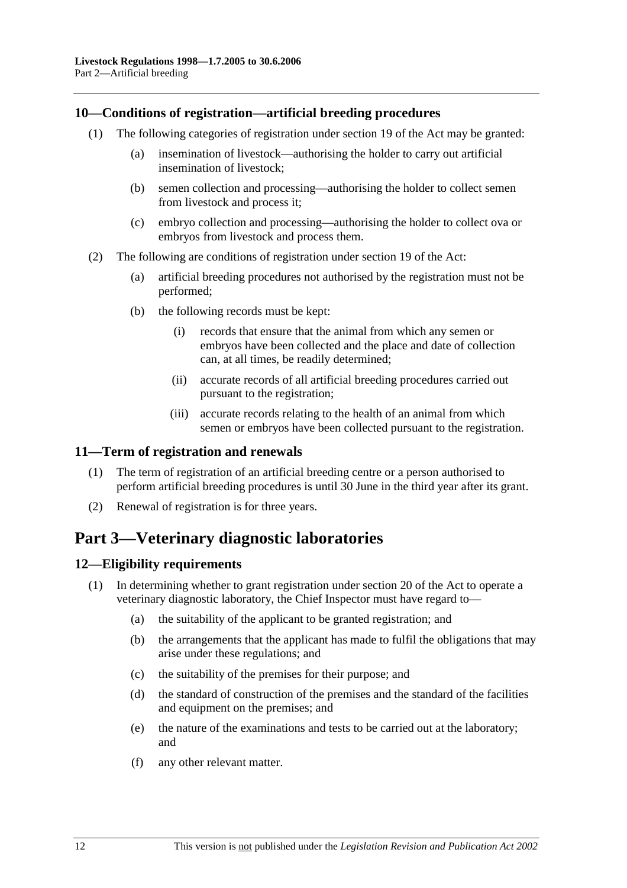### 10—Conditions of registration—artificial breeding procedures

(1) The following categories of registration under section 19 of the Act may be granted:

  (a) insemination of livestock—authorising the holder to carry out artificial insemination of livestock;

  (b) semen collection and processing—authorising the holder to collect semen from livestock and process it;

  (c) embryo collection and processing—authorising the holder to collect ova or embryos from livestock and process them.

(2) The following are conditions of registration under section 19 of the Act:

  (a) artificial breeding procedures not authorised by the registration must not be performed;

  (b) the following records must be kept:

    (i) records that ensure that the animal from which any semen or embryos have been collected and the place and date of collection can, at all times, be readily determined;

    (ii) accurate records of all artificial breeding procedures carried out pursuant to the registration;

    (iii) accurate records relating to the health of an animal from which semen or embryos have been collected pursuant to the registration.

### 11—Term of registration and renewals

(1) The term of registration of an artificial breeding centre or a person authorised to perform artificial breeding procedures is until 30 June in the third year after its grant.

(2) Renewal of registration is for three years.

## Part 3—Veterinary diagnostic laboratories

### 12—Eligibility requirements

(1) In determining whether to grant registration under section 20 of the Act to operate a veterinary diagnostic laboratory, the Chief Inspector must have regard to—

  (a) the suitability of the applicant to be granted registration; and

  (b) the arrangements that the applicant has made to fulfil the obligations that may arise under these regulations; and

  (c) the suitability of the premises for their purpose; and

  (d) the standard of construction of the premises and the standard of the facilities and equipment on the premises; and

  (e) the nature of the examinations and tests to be carried out at the laboratory; and

  (f) any other relevant matter.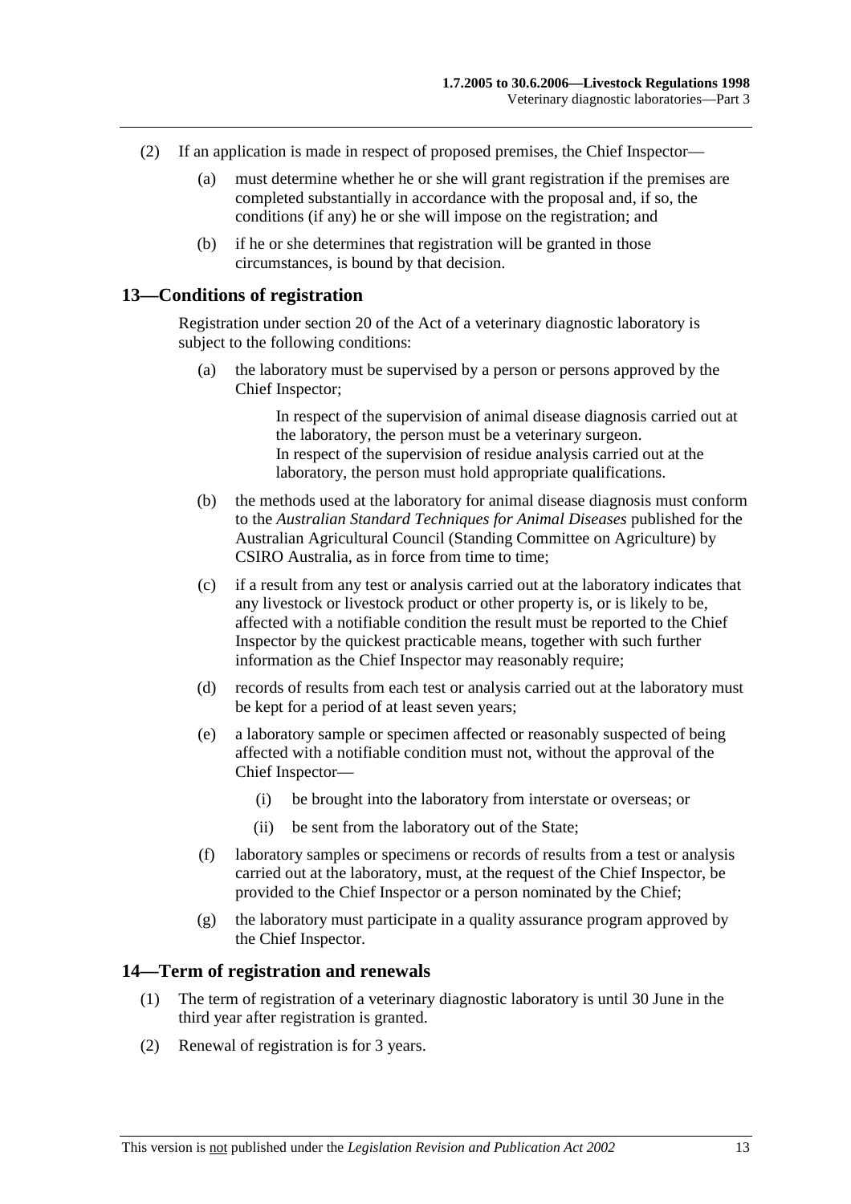(2) If an application is made in respect of proposed premises, the Chief Inspector—

(a) must determine whether he or she will grant registration if the premises are completed substantially in accordance with the proposal and, if so, the conditions (if any) he or she will impose on the registration; and

(b) if he or she determines that registration will be granted in those circumstances, is bound by that decision.

## 13—Conditions of registration

Registration under section 20 of the Act of a veterinary diagnostic laboratory is subject to the following conditions:

(a) the laboratory must be supervised by a person or persons approved by the Chief Inspector;

> In respect of the supervision of animal disease diagnosis carried out at the laboratory, the person must be a veterinary surgeon. In respect of the supervision of residue analysis carried out at the laboratory, the person must hold appropriate qualifications.

(b) the methods used at the laboratory for animal disease diagnosis must conform to the *Australian Standard Techniques for Animal Diseases* published for the Australian Agricultural Council (Standing Committee on Agriculture) by CSIRO Australia, as in force from time to time;

(c) if a result from any test or analysis carried out at the laboratory indicates that any livestock or livestock product or other property is, or is likely to be, affected with a notifiable condition the result must be reported to the Chief Inspector by the quickest practicable means, together with such further information as the Chief Inspector may reasonably require;

(d) records of results from each test or analysis carried out at the laboratory must be kept for a period of at least seven years;

(e) a laboratory sample or specimen affected or reasonably suspected of being affected with a notifiable condition must not, without the approval of the Chief Inspector—

(i) be brought into the laboratory from interstate or overseas; or

(ii) be sent from the laboratory out of the State;

(f) laboratory samples or specimens or records of results from a test or analysis carried out at the laboratory, must, at the request of the Chief Inspector, be provided to the Chief Inspector or a person nominated by the Chief;

(g) the laboratory must participate in a quality assurance program approved by the Chief Inspector.

## 14—Term of registration and renewals

(1) The term of registration of a veterinary diagnostic laboratory is until 30 June in the third year after registration is granted.

(2) Renewal of registration is for 3 years.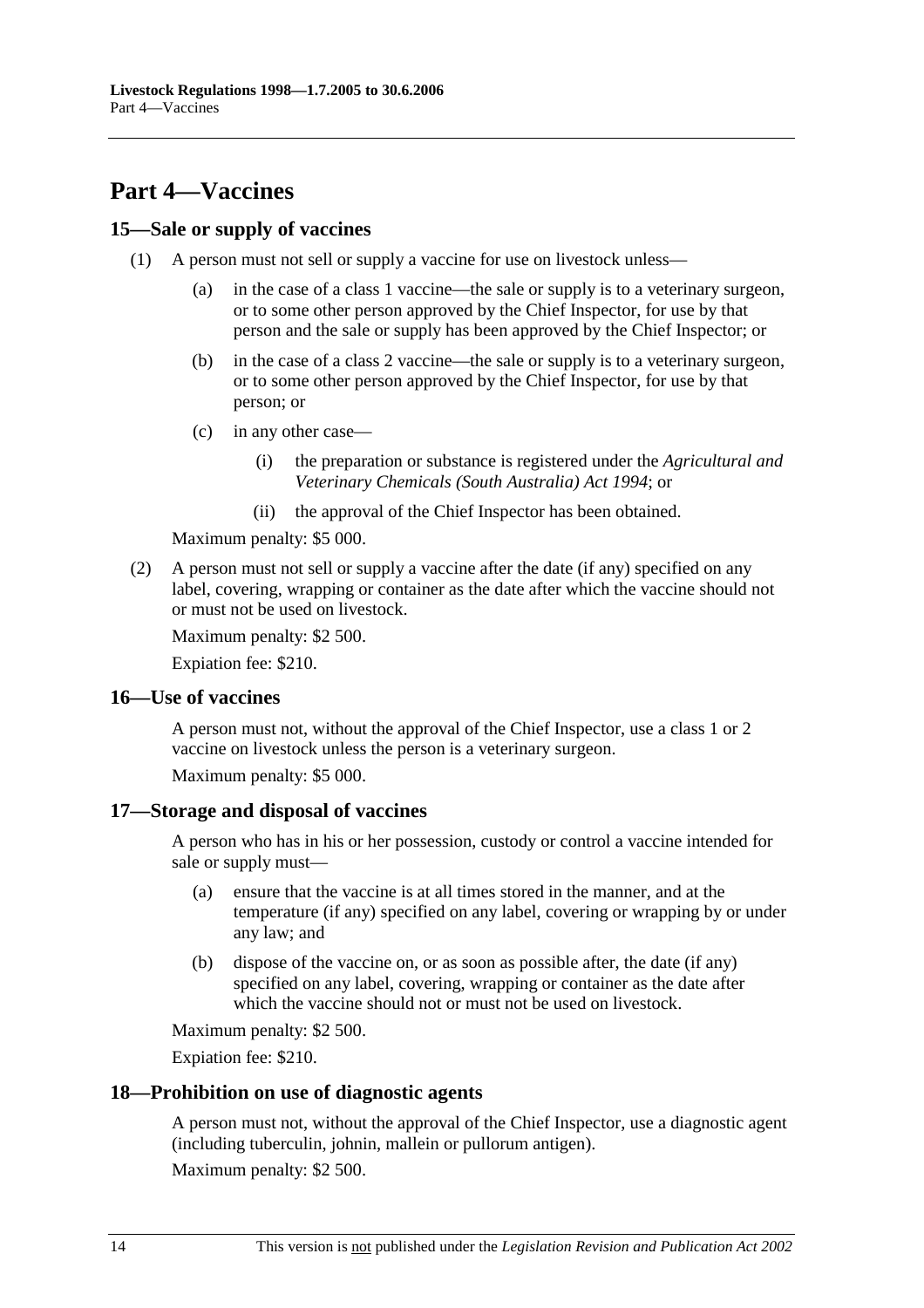# Part 4—Vaccines

## 15—Sale or supply of vaccines

(1) A person must not sell or supply a vaccine for use on livestock unless—

   (a) in the case of a class 1 vaccine—the sale or supply is to a veterinary surgeon, or to some other person approved by the Chief Inspector, for use by that person and the sale or supply has been approved by the Chief Inspector; or

   (b) in the case of a class 2 vaccine—the sale or supply is to a veterinary surgeon, or to some other person approved by the Chief Inspector, for use by that person; or

   (c) in any other case—

      (i) the preparation or substance is registered under the *Agricultural and Veterinary Chemicals (South Australia) Act 1994*; or

      (ii) the approval of the Chief Inspector has been obtained.

Maximum penalty: $5 000.

(2) A person must not sell or supply a vaccine after the date (if any) specified on any label, covering, wrapping or container as the date after which the vaccine should not or must not be used on livestock.

Maximum penalty: $2 500.

Expiation fee: $210.

## 16—Use of vaccines

A person must not, without the approval of the Chief Inspector, use a class 1 or 2 vaccine on livestock unless the person is a veterinary surgeon.

Maximum penalty: $5 000.

## 17—Storage and disposal of vaccines

A person who has in his or her possession, custody or control a vaccine intended for sale or supply must—

   (a) ensure that the vaccine is at all times stored in the manner, and at the temperature (if any) specified on any label, covering or wrapping by or under any law; and

   (b) dispose of the vaccine on, or as soon as possible after, the date (if any) specified on any label, covering, wrapping or container as the date after which the vaccine should not or must not be used on livestock.

Maximum penalty: $2 500.

Expiation fee: $210.

## 18—Prohibition on use of diagnostic agents

A person must not, without the approval of the Chief Inspector, use a diagnostic agent (including tuberculin, johnin, mallein or pullorum antigen).

Maximum penalty: $2 500.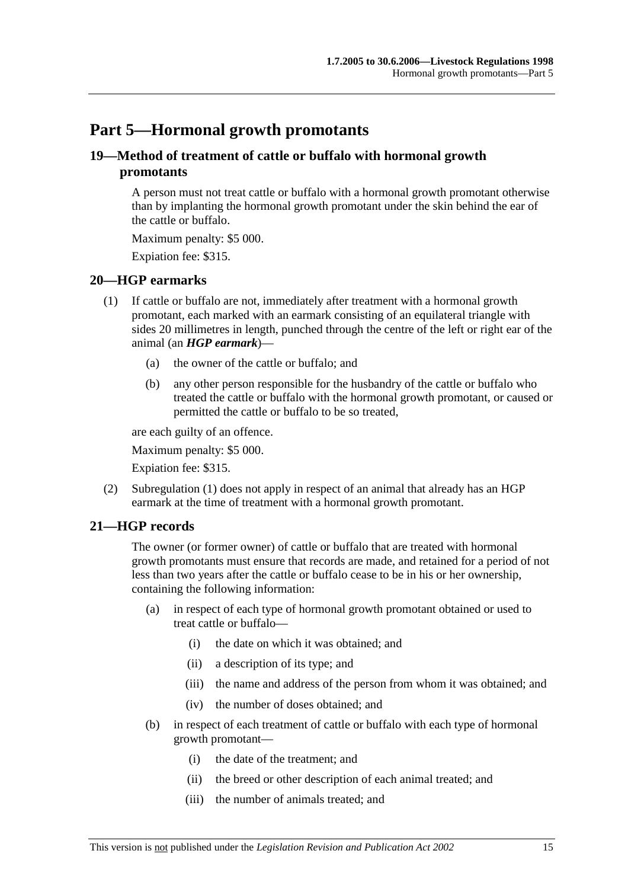# Part 5—Hormonal growth promotants

## 19—Method of treatment of cattle or buffalo with hormonal growth promotants

A person must not treat cattle or buffalo with a hormonal growth promotant otherwise than by implanting the hormonal growth promotant under the skin behind the ear of the cattle or buffalo.

Maximum penalty: $5 000.

Expiation fee: $315.

## 20—HGP earmarks

(1) If cattle or buffalo are not, immediately after treatment with a hormonal growth promotant, each marked with an earmark consisting of an equilateral triangle with sides 20 millimetres in length, punched through the centre of the left or right ear of the animal (an ***HGP earmark***)—

- (a) the owner of the cattle or buffalo; and
- (b) any other person responsible for the husbandry of the cattle or buffalo who treated the cattle or buffalo with the hormonal growth promotant, or caused or permitted the cattle or buffalo to be so treated,

are each guilty of an offence.

Maximum penalty: $5 000.

Expiation fee: $315.

(2) Subregulation (1) does not apply in respect of an animal that already has an HGP earmark at the time of treatment with a hormonal growth promotant.

## 21—HGP records

The owner (or former owner) of cattle or buffalo that are treated with hormonal growth promotants must ensure that records are made, and retained for a period of not less than two years after the cattle or buffalo cease to be in his or her ownership, containing the following information:

- (a) in respect of each type of hormonal growth promotant obtained or used to treat cattle or buffalo—
  - (i) the date on which it was obtained; and
  - (ii) a description of its type; and
  - (iii) the name and address of the person from whom it was obtained; and
  - (iv) the number of doses obtained; and
- (b) in respect of each treatment of cattle or buffalo with each type of hormonal growth promotant—
  - (i) the date of the treatment; and
  - (ii) the breed or other description of each animal treated; and
  - (iii) the number of animals treated; and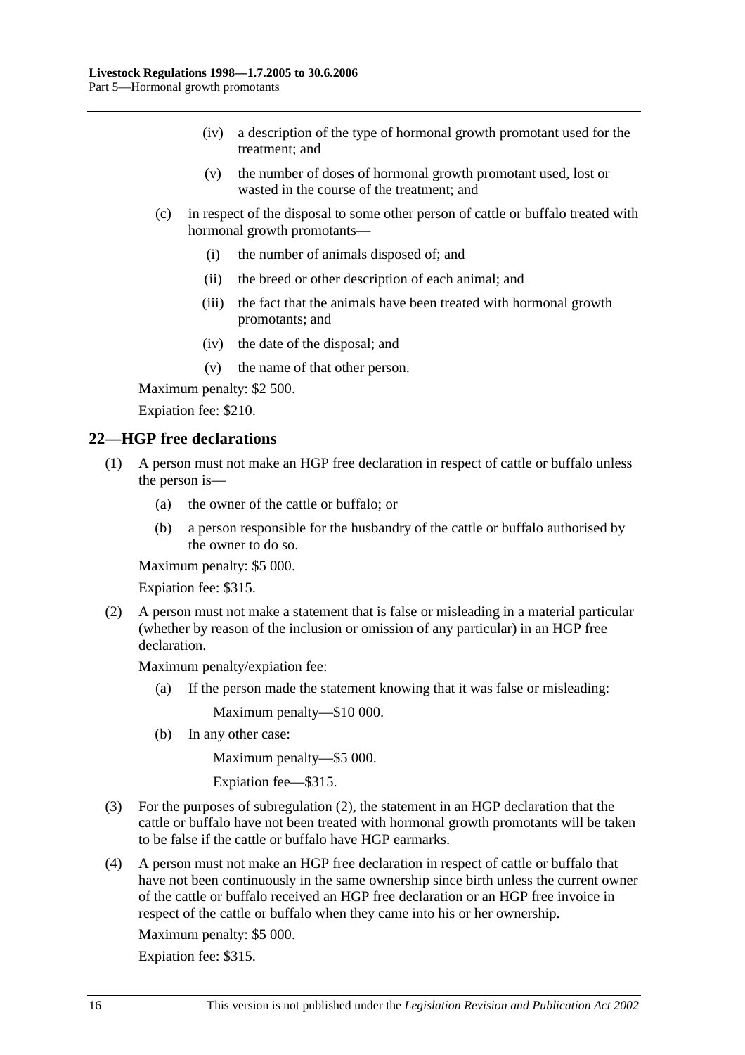(iv) a description of the type of hormonal growth promotant used for the treatment; and

(v) the number of doses of hormonal growth promotant used, lost or wasted in the course of the treatment; and

(c) in respect of the disposal to some other person of cattle or buffalo treated with hormonal growth promotants—

(i) the number of animals disposed of; and

(ii) the breed or other description of each animal; and

(iii) the fact that the animals have been treated with hormonal growth promotants; and

(iv) the date of the disposal; and

(v) the name of that other person.

Maximum penalty: $2 500.

Expiation fee: $210.

## 22—HGP free declarations

(1) A person must not make an HGP free declaration in respect of cattle or buffalo unless the person is—

(a) the owner of the cattle or buffalo; or

(b) a person responsible for the husbandry of the cattle or buffalo authorised by the owner to do so.

Maximum penalty: $5 000.

Expiation fee: $315.

(2) A person must not make a statement that is false or misleading in a material particular (whether by reason of the inclusion or omission of any particular) in an HGP free declaration.

Maximum penalty/expiation fee:

(a) If the person made the statement knowing that it was false or misleading:

Maximum penalty—$10 000.

(b) In any other case:

Maximum penalty—$5 000.

Expiation fee—$315.

(3) For the purposes of subregulation (2), the statement in an HGP declaration that the cattle or buffalo have not been treated with hormonal growth promotants will be taken to be false if the cattle or buffalo have HGP earmarks.

(4) A person must not make an HGP free declaration in respect of cattle or buffalo that have not been continuously in the same ownership since birth unless the current owner of the cattle or buffalo received an HGP free declaration or an HGP free invoice in respect of the cattle or buffalo when they came into his or her ownership.

Maximum penalty: $5 000.

Expiation fee: $315.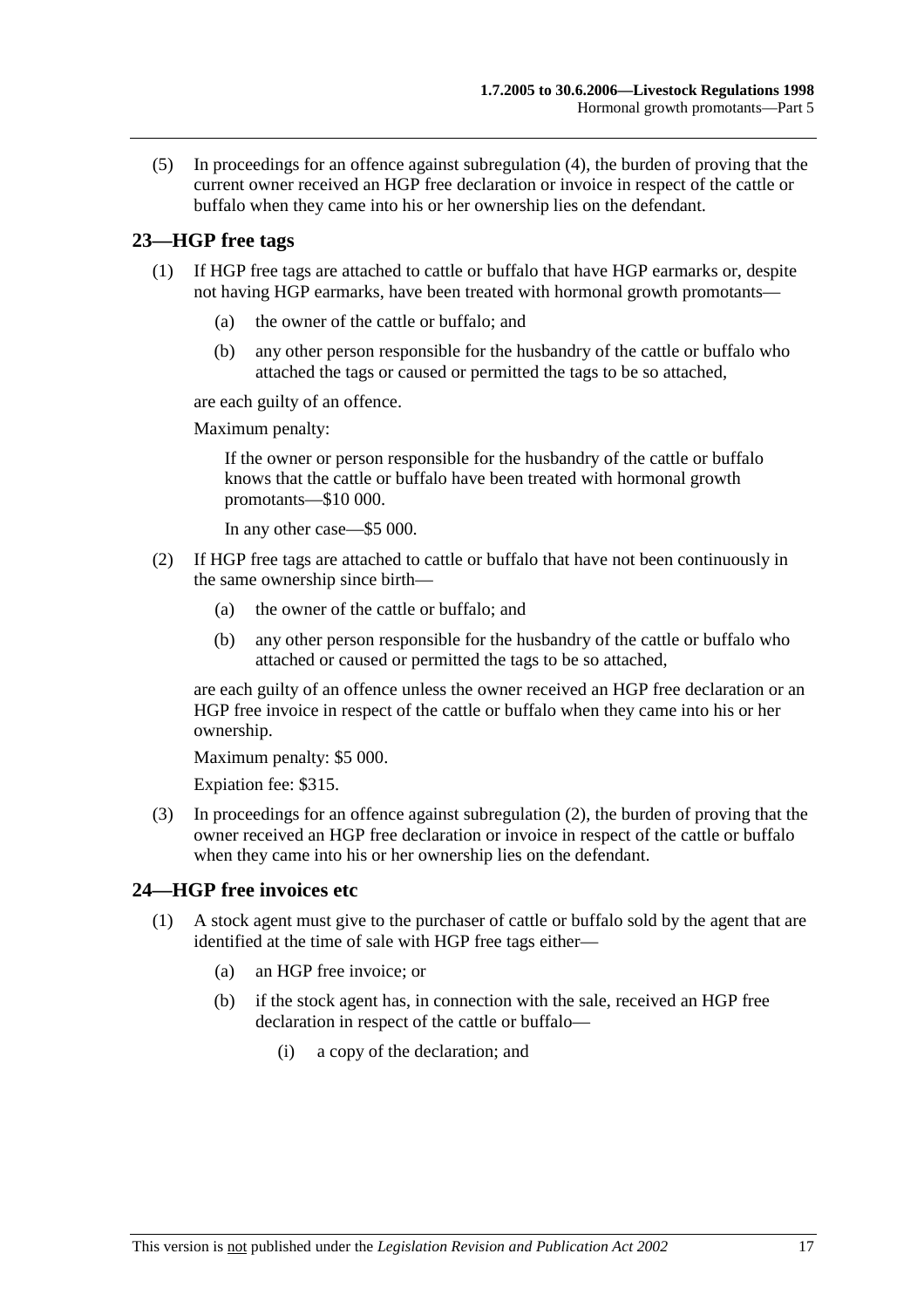(5) In proceedings for an offence against subregulation (4), the burden of proving that the current owner received an HGP free declaration or invoice in respect of the cattle or buffalo when they came into his or her ownership lies on the defendant.

## 23—HGP free tags

(1) If HGP free tags are attached to cattle or buffalo that have HGP earmarks or, despite not having HGP earmarks, have been treated with hormonal growth promotants—

(a) the owner of the cattle or buffalo; and

(b) any other person responsible for the husbandry of the cattle or buffalo who attached the tags or caused or permitted the tags to be so attached,

are each guilty of an offence.

Maximum penalty:

If the owner or person responsible for the husbandry of the cattle or buffalo knows that the cattle or buffalo have been treated with hormonal growth promotants—$10 000.

In any other case—$5 000.

(2) If HGP free tags are attached to cattle or buffalo that have not been continuously in the same ownership since birth—

(a) the owner of the cattle or buffalo; and

(b) any other person responsible for the husbandry of the cattle or buffalo who attached or caused or permitted the tags to be so attached,

are each guilty of an offence unless the owner received an HGP free declaration or an HGP free invoice in respect of the cattle or buffalo when they came into his or her ownership.

Maximum penalty: $5 000.

Expiation fee: $315.

(3) In proceedings for an offence against subregulation (2), the burden of proving that the owner received an HGP free declaration or invoice in respect of the cattle or buffalo when they came into his or her ownership lies on the defendant.

## 24—HGP free invoices etc

(1) A stock agent must give to the purchaser of cattle or buffalo sold by the agent that are identified at the time of sale with HGP free tags either—

(a) an HGP free invoice; or

(b) if the stock agent has, in connection with the sale, received an HGP free declaration in respect of the cattle or buffalo—

(i) a copy of the declaration; and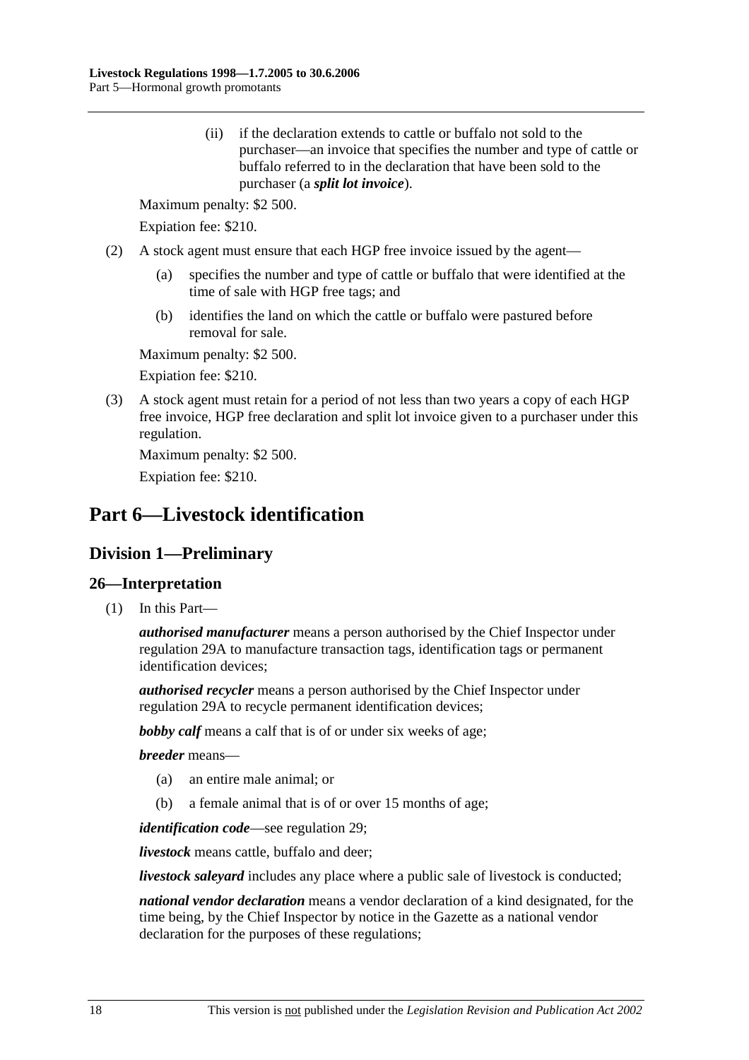(ii) if the declaration extends to cattle or buffalo not sold to the purchaser—an invoice that specifies the number and type of cattle or buffalo referred to in the declaration that have been sold to the purchaser (a ***split lot invoice***).

Maximum penalty: $2 500.

Expiation fee: $210.

(2) A stock agent must ensure that each HGP free invoice issued by the agent—

(a) specifies the number and type of cattle or buffalo that were identified at the time of sale with HGP free tags; and

(b) identifies the land on which the cattle or buffalo were pastured before removal for sale.

Maximum penalty: $2 500.

Expiation fee: $210.

(3) A stock agent must retain for a period of not less than two years a copy of each HGP free invoice, HGP free declaration and split lot invoice given to a purchaser under this regulation.

Maximum penalty: $2 500.

Expiation fee: $210.

# Part 6—Livestock identification

## Division 1—Preliminary

### 26—Interpretation

(1) In this Part—

***authorised manufacturer*** means a person authorised by the Chief Inspector under regulation 29A to manufacture transaction tags, identification tags or permanent identification devices;

***authorised recycler*** means a person authorised by the Chief Inspector under regulation 29A to recycle permanent identification devices;

***bobby calf*** means a calf that is of or under six weeks of age;

***breeder*** means—

(a) an entire male animal; or

(b) a female animal that is of or over 15 months of age;

***identification code***—see regulation 29;

***livestock*** means cattle, buffalo and deer;

***livestock saleyard*** includes any place where a public sale of livestock is conducted;

***national vendor declaration*** means a vendor declaration of a kind designated, for the time being, by the Chief Inspector by notice in the Gazette as a national vendor declaration for the purposes of these regulations;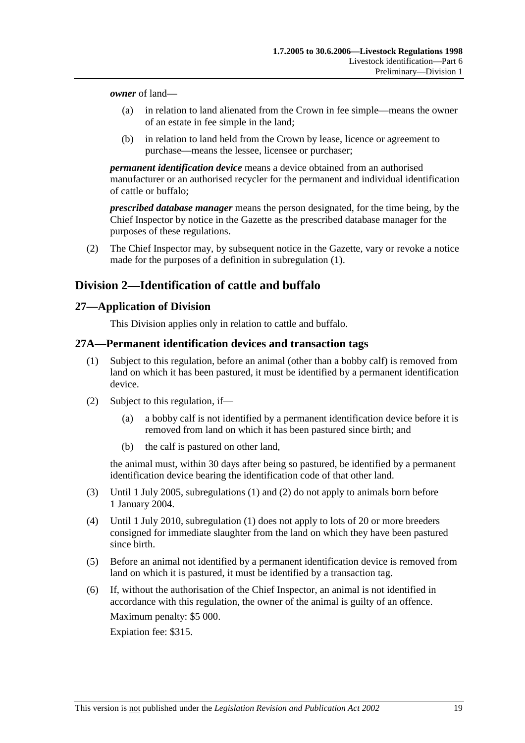***owner*** of land—

(a) in relation to land alienated from the Crown in fee simple—means the owner of an estate in fee simple in the land;

(b) in relation to land held from the Crown by lease, licence or agreement to purchase—means the lessee, licensee or purchaser;

***permanent identification device*** means a device obtained from an authorised manufacturer or an authorised recycler for the permanent and individual identification of cattle or buffalo;

***prescribed database manager*** means the person designated, for the time being, by the Chief Inspector by notice in the Gazette as the prescribed database manager for the purposes of these regulations.

(2) The Chief Inspector may, by subsequent notice in the Gazette, vary or revoke a notice made for the purposes of a definition in subregulation (1).

## Division 2—Identification of cattle and buffalo

### 27—Application of Division

This Division applies only in relation to cattle and buffalo.

### 27A—Permanent identification devices and transaction tags

(1) Subject to this regulation, before an animal (other than a bobby calf) is removed from land on which it has been pastured, it must be identified by a permanent identification device.

(2) Subject to this regulation, if—

(a) a bobby calf is not identified by a permanent identification device before it is removed from land on which it has been pastured since birth; and

(b) the calf is pastured on other land,

the animal must, within 30 days after being so pastured, be identified by a permanent identification device bearing the identification code of that other land.

(3) Until 1 July 2005, subregulations (1) and (2) do not apply to animals born before 1 January 2004.

(4) Until 1 July 2010, subregulation (1) does not apply to lots of 20 or more breeders consigned for immediate slaughter from the land on which they have been pastured since birth.

(5) Before an animal not identified by a permanent identification device is removed from land on which it is pastured, it must be identified by a transaction tag.

(6) If, without the authorisation of the Chief Inspector, an animal is not identified in accordance with this regulation, the owner of the animal is guilty of an offence.

Maximum penalty: $5 000.

Expiation fee: $315.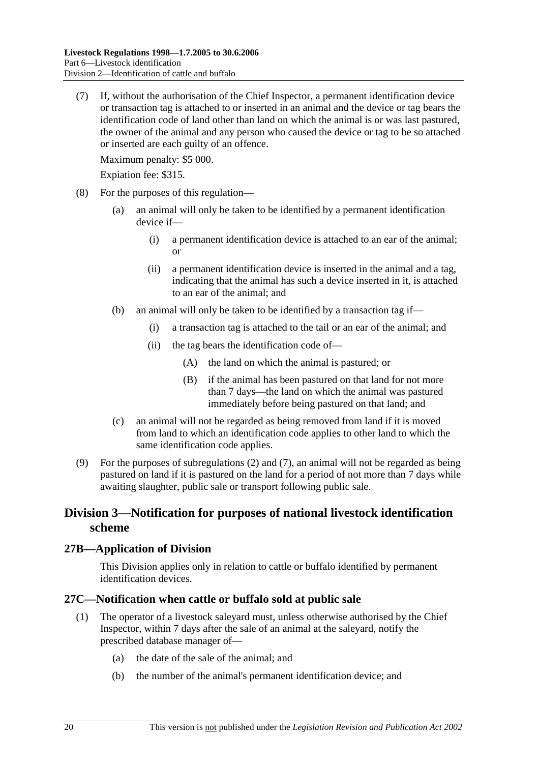(7) If, without the authorisation of the Chief Inspector, a permanent identification device or transaction tag is attached to or inserted in an animal and the device or tag bears the identification code of land other than land on which the animal is or was last pastured, the owner of the animal and any person who caused the device or tag to be so attached or inserted are each guilty of an offence.

Maximum penalty: $5 000.

Expiation fee: $315.

(8) For the purposes of this regulation—

(a) an animal will only be taken to be identified by a permanent identification device if—

(i) a permanent identification device is attached to an ear of the animal; or

(ii) a permanent identification device is inserted in the animal and a tag, indicating that the animal has such a device inserted in it, is attached to an ear of the animal; and

(b) an animal will only be taken to be identified by a transaction tag if—

(i) a transaction tag is attached to the tail or an ear of the animal; and

(ii) the tag bears the identification code of—

(A) the land on which the animal is pastured; or

(B) if the animal has been pastured on that land for not more than 7 days—the land on which the animal was pastured immediately before being pastured on that land; and

(c) an animal will not be regarded as being removed from land if it is moved from land to which an identification code applies to other land to which the same identification code applies.

(9) For the purposes of subregulations (2) and (7), an animal will not be regarded as being pastured on land if it is pastured on the land for a period of not more than 7 days while awaiting slaughter, public sale or transport following public sale.

## Division 3—Notification for purposes of national livestock identification scheme

### 27B—Application of Division

This Division applies only in relation to cattle or buffalo identified by permanent identification devices.

### 27C—Notification when cattle or buffalo sold at public sale

(1) The operator of a livestock saleyard must, unless otherwise authorised by the Chief Inspector, within 7 days after the sale of an animal at the saleyard, notify the prescribed database manager of—

(a) the date of the sale of the animal; and

(b) the number of the animal's permanent identification device; and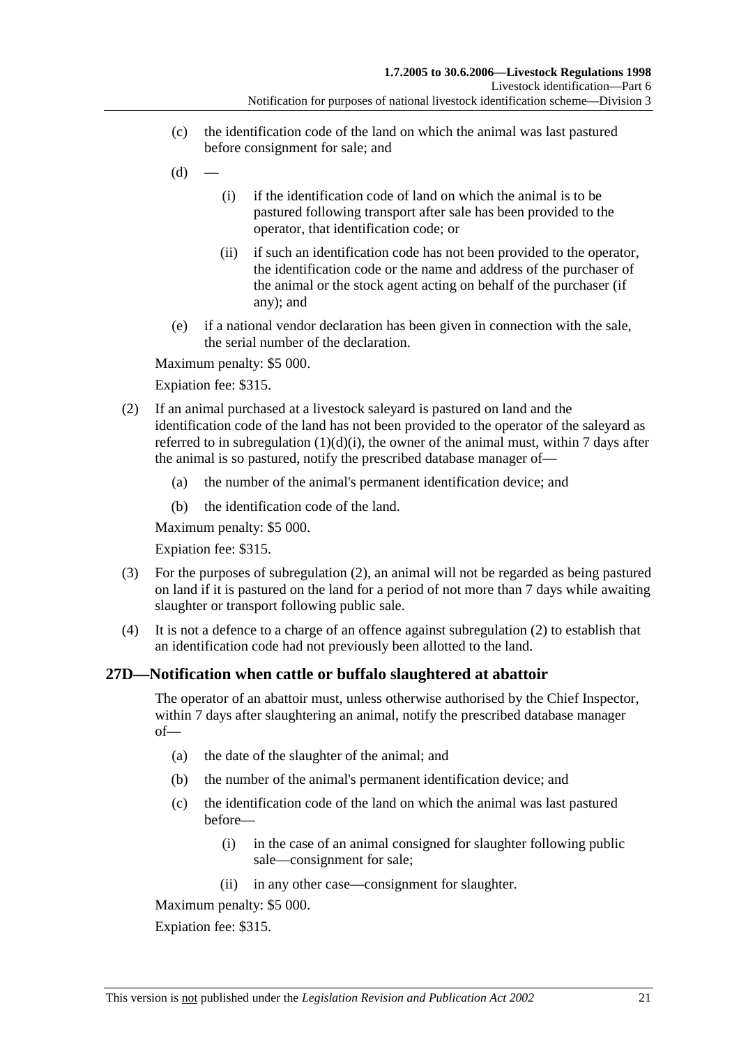(c) the identification code of the land on which the animal was last pastured before consignment for sale; and

(d) —

(i) if the identification code of land on which the animal is to be pastured following transport after sale has been provided to the operator, that identification code; or

(ii) if such an identification code has not been provided to the operator, the identification code or the name and address of the purchaser of the animal or the stock agent acting on behalf of the purchaser (if any); and

(e) if a national vendor declaration has been given in connection with the sale, the serial number of the declaration.

Maximum penalty: $5 000.

Expiation fee: $315.

(2) If an animal purchased at a livestock saleyard is pastured on land and the identification code of the land has not been provided to the operator of the saleyard as referred to in subregulation (1)(d)(i), the owner of the animal must, within 7 days after the animal is so pastured, notify the prescribed database manager of—

(a) the number of the animal's permanent identification device; and

(b) the identification code of the land.

Maximum penalty: $5 000.

Expiation fee: $315.

(3) For the purposes of subregulation (2), an animal will not be regarded as being pastured on land if it is pastured on the land for a period of not more than 7 days while awaiting slaughter or transport following public sale.

(4) It is not a defence to a charge of an offence against subregulation (2) to establish that an identification code had not previously been allotted to the land.

## 27D—Notification when cattle or buffalo slaughtered at abattoir

The operator of an abattoir must, unless otherwise authorised by the Chief Inspector, within 7 days after slaughtering an animal, notify the prescribed database manager of—

(a) the date of the slaughter of the animal; and

(b) the number of the animal's permanent identification device; and

(c) the identification code of the land on which the animal was last pastured before—

(i) in the case of an animal consigned for slaughter following public sale—consignment for sale;

(ii) in any other case—consignment for slaughter.

Maximum penalty: $5 000.

Expiation fee: $315.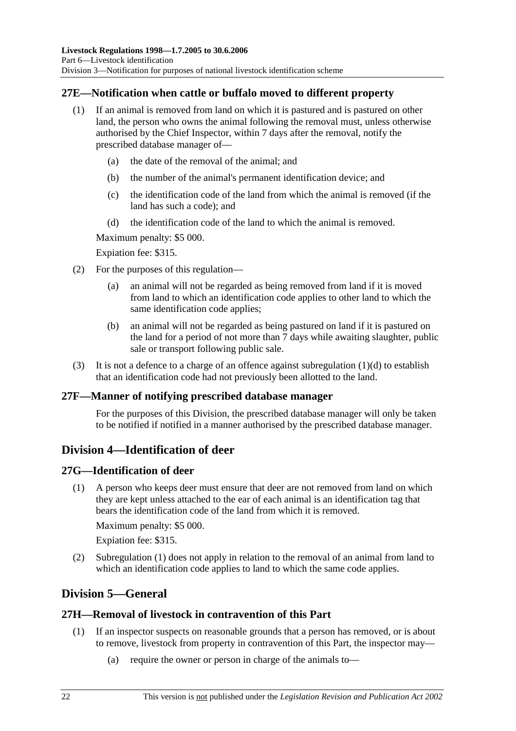## 27E—Notification when cattle or buffalo moved to different property

(1) If an animal is removed from land on which it is pastured and is pastured on other land, the person who owns the animal following the removal must, unless otherwise authorised by the Chief Inspector, within 7 days after the removal, notify the prescribed database manager of—

(a) the date of the removal of the animal; and

(b) the number of the animal's permanent identification device; and

(c) the identification code of the land from which the animal is removed (if the land has such a code); and

(d) the identification code of the land to which the animal is removed.

Maximum penalty: $5 000.

Expiation fee: $315.

(2) For the purposes of this regulation—

(a) an animal will not be regarded as being removed from land if it is moved from land to which an identification code applies to other land to which the same identification code applies;

(b) an animal will not be regarded as being pastured on land if it is pastured on the land for a period of not more than 7 days while awaiting slaughter, public sale or transport following public sale.

(3) It is not a defence to a charge of an offence against subregulation (1)(d) to establish that an identification code had not previously been allotted to the land.

## 27F—Manner of notifying prescribed database manager

For the purposes of this Division, the prescribed database manager will only be taken to be notified if notified in a manner authorised by the prescribed database manager.

# Division 4—Identification of deer

## 27G—Identification of deer

(1) A person who keeps deer must ensure that deer are not removed from land on which they are kept unless attached to the ear of each animal is an identification tag that bears the identification code of the land from which it is removed.

Maximum penalty: $5 000.

Expiation fee: $315.

(2) Subregulation (1) does not apply in relation to the removal of an animal from land to which an identification code applies to land to which the same code applies.

# Division 5—General

## 27H—Removal of livestock in contravention of this Part

(1) If an inspector suspects on reasonable grounds that a person has removed, or is about to remove, livestock from property in contravention of this Part, the inspector may—

(a) require the owner or person in charge of the animals to—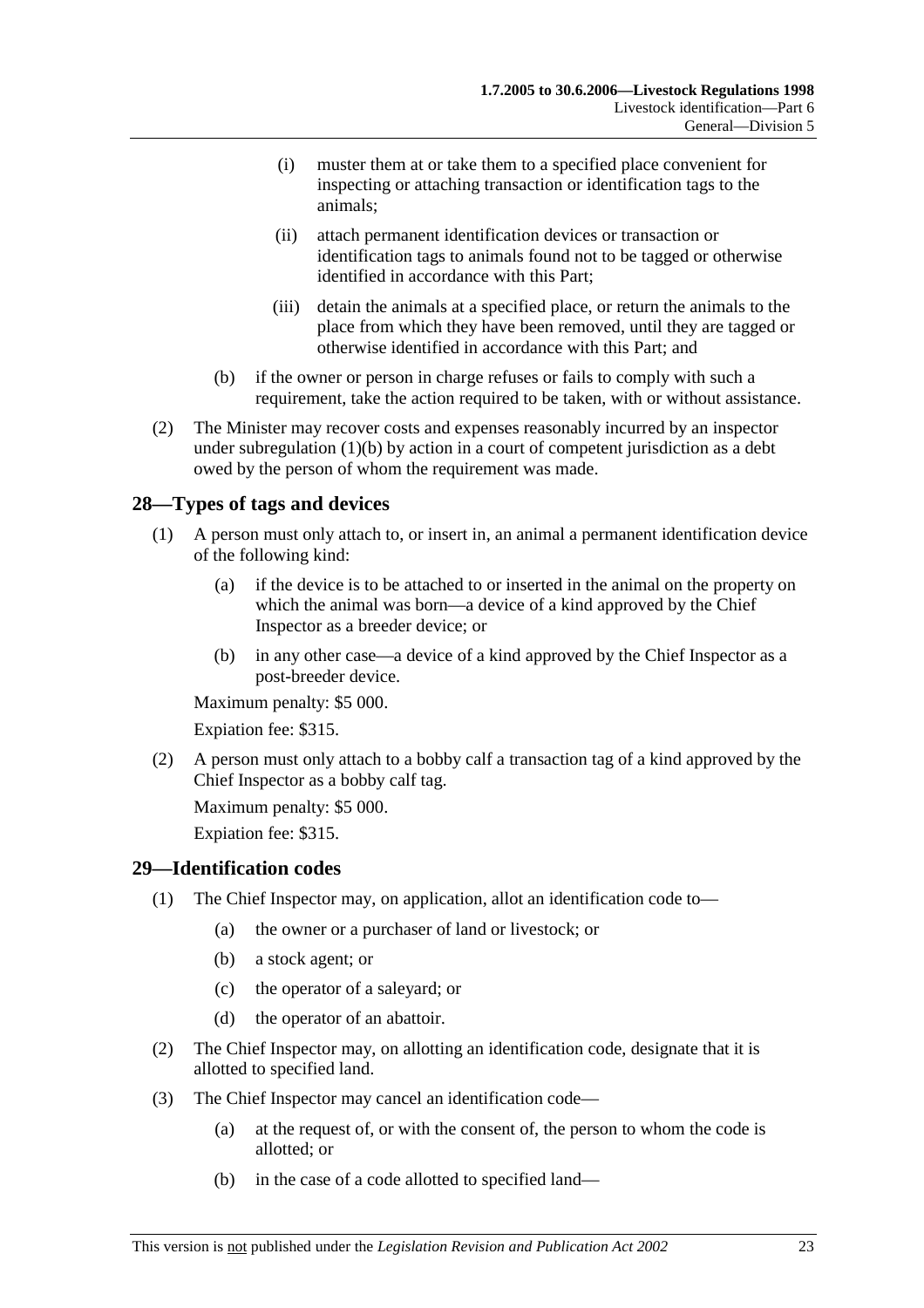(i) muster them at or take them to a specified place convenient for inspecting or attaching transaction or identification tags to the animals;

(ii) attach permanent identification devices or transaction or identification tags to animals found not to be tagged or otherwise identified in accordance with this Part;

(iii) detain the animals at a specified place, or return the animals to the place from which they have been removed, until they are tagged or otherwise identified in accordance with this Part; and

(b) if the owner or person in charge refuses or fails to comply with such a requirement, take the action required to be taken, with or without assistance.

(2) The Minister may recover costs and expenses reasonably incurred by an inspector under subregulation (1)(b) by action in a court of competent jurisdiction as a debt owed by the person of whom the requirement was made.

## 28—Types of tags and devices

(1) A person must only attach to, or insert in, an animal a permanent identification device of the following kind:

(a) if the device is to be attached to or inserted in the animal on the property on which the animal was born—a device of a kind approved by the Chief Inspector as a breeder device; or

(b) in any other case—a device of a kind approved by the Chief Inspector as a post-breeder device.

Maximum penalty: $5 000.

Expiation fee: $315.

(2) A person must only attach to a bobby calf a transaction tag of a kind approved by the Chief Inspector as a bobby calf tag.

Maximum penalty: $5 000.

Expiation fee: $315.

## 29—Identification codes

(1) The Chief Inspector may, on application, allot an identification code to—

(a) the owner or a purchaser of land or livestock; or

(b) a stock agent; or

(c) the operator of a saleyard; or

(d) the operator of an abattoir.

(2) The Chief Inspector may, on allotting an identification code, designate that it is allotted to specified land.

(3) The Chief Inspector may cancel an identification code—

(a) at the request of, or with the consent of, the person to whom the code is allotted; or

(b) in the case of a code allotted to specified land—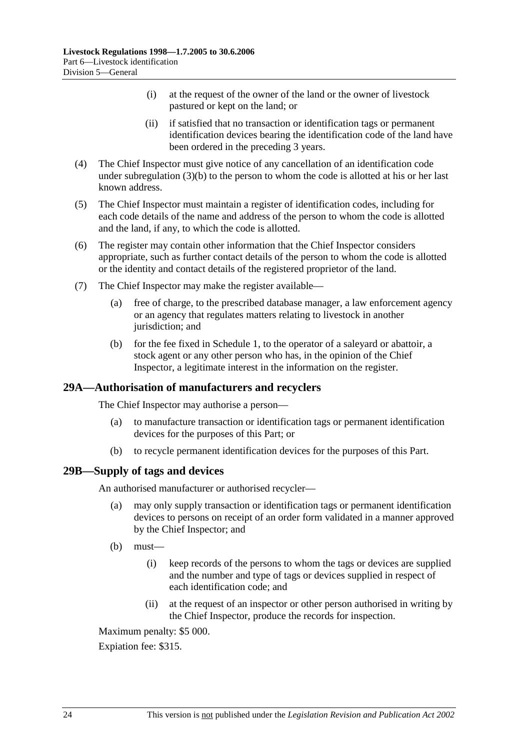(i) at the request of the owner of the land or the owner of livestock pastured or kept on the land; or

(ii) if satisfied that no transaction or identification tags or permanent identification devices bearing the identification code of the land have been ordered in the preceding 3 years.

(4) The Chief Inspector must give notice of any cancellation of an identification code under subregulation (3)(b) to the person to whom the code is allotted at his or her last known address.

(5) The Chief Inspector must maintain a register of identification codes, including for each code details of the name and address of the person to whom the code is allotted and the land, if any, to which the code is allotted.

(6) The register may contain other information that the Chief Inspector considers appropriate, such as further contact details of the person to whom the code is allotted or the identity and contact details of the registered proprietor of the land.

(7) The Chief Inspector may make the register available—

(a) free of charge, to the prescribed database manager, a law enforcement agency or an agency that regulates matters relating to livestock in another jurisdiction; and

(b) for the fee fixed in Schedule 1, to the operator of a saleyard or abattoir, a stock agent or any other person who has, in the opinion of the Chief Inspector, a legitimate interest in the information on the register.

## 29A—Authorisation of manufacturers and recyclers

The Chief Inspector may authorise a person—

(a) to manufacture transaction or identification tags or permanent identification devices for the purposes of this Part; or

(b) to recycle permanent identification devices for the purposes of this Part.

## 29B—Supply of tags and devices

An authorised manufacturer or authorised recycler—

(a) may only supply transaction or identification tags or permanent identification devices to persons on receipt of an order form validated in a manner approved by the Chief Inspector; and

(b) must—

(i) keep records of the persons to whom the tags or devices are supplied and the number and type of tags or devices supplied in respect of each identification code; and

(ii) at the request of an inspector or other person authorised in writing by the Chief Inspector, produce the records for inspection.

Maximum penalty: $5 000.

Expiation fee: $315.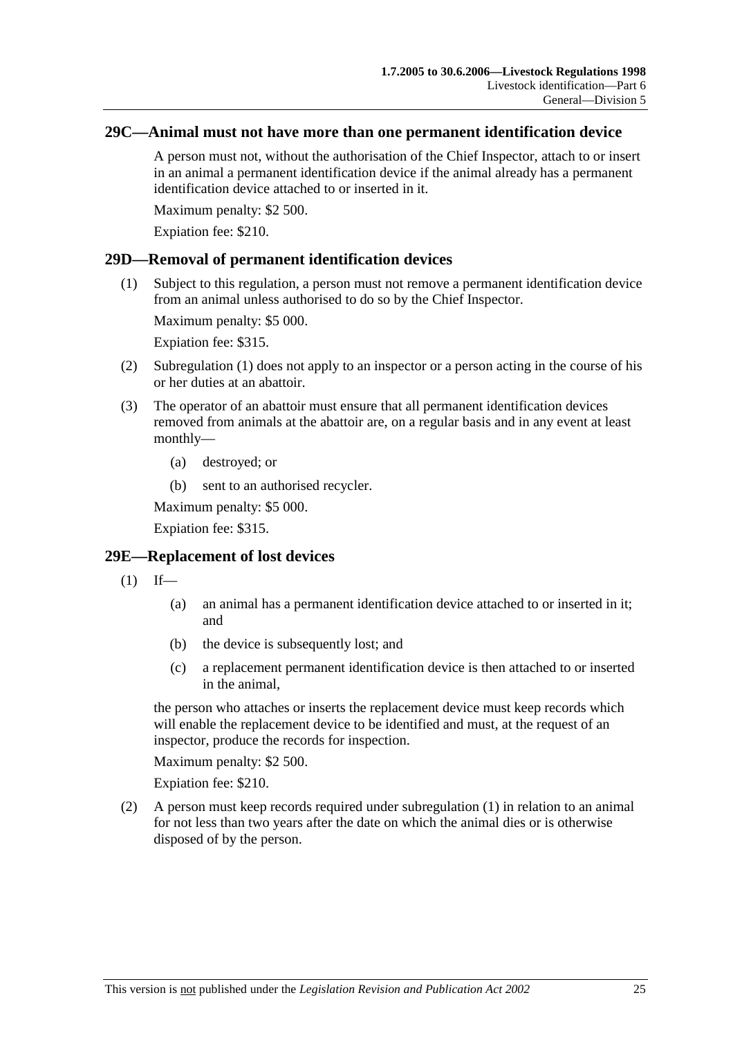## 29C—Animal must not have more than one permanent identification device

A person must not, without the authorisation of the Chief Inspector, attach to or insert in an animal a permanent identification device if the animal already has a permanent identification device attached to or inserted in it.

Maximum penalty: $2 500.

Expiation fee: $210.

## 29D—Removal of permanent identification devices

(1) Subject to this regulation, a person must not remove a permanent identification device from an animal unless authorised to do so by the Chief Inspector.

Maximum penalty: $5 000.

Expiation fee: $315.

(2) Subregulation (1) does not apply to an inspector or a person acting in the course of his or her duties at an abattoir.

(3) The operator of an abattoir must ensure that all permanent identification devices removed from animals at the abattoir are, on a regular basis and in any event at least monthly—

(a) destroyed; or

(b) sent to an authorised recycler.

Maximum penalty: $5 000.

Expiation fee: $315.

## 29E—Replacement of lost devices

(1) If—

(a) an animal has a permanent identification device attached to or inserted in it; and

(b) the device is subsequently lost; and

(c) a replacement permanent identification device is then attached to or inserted in the animal,

the person who attaches or inserts the replacement device must keep records which will enable the replacement device to be identified and must, at the request of an inspector, produce the records for inspection.

Maximum penalty: $2 500.

Expiation fee: $210.

(2) A person must keep records required under subregulation (1) in relation to an animal for not less than two years after the date on which the animal dies or is otherwise disposed of by the person.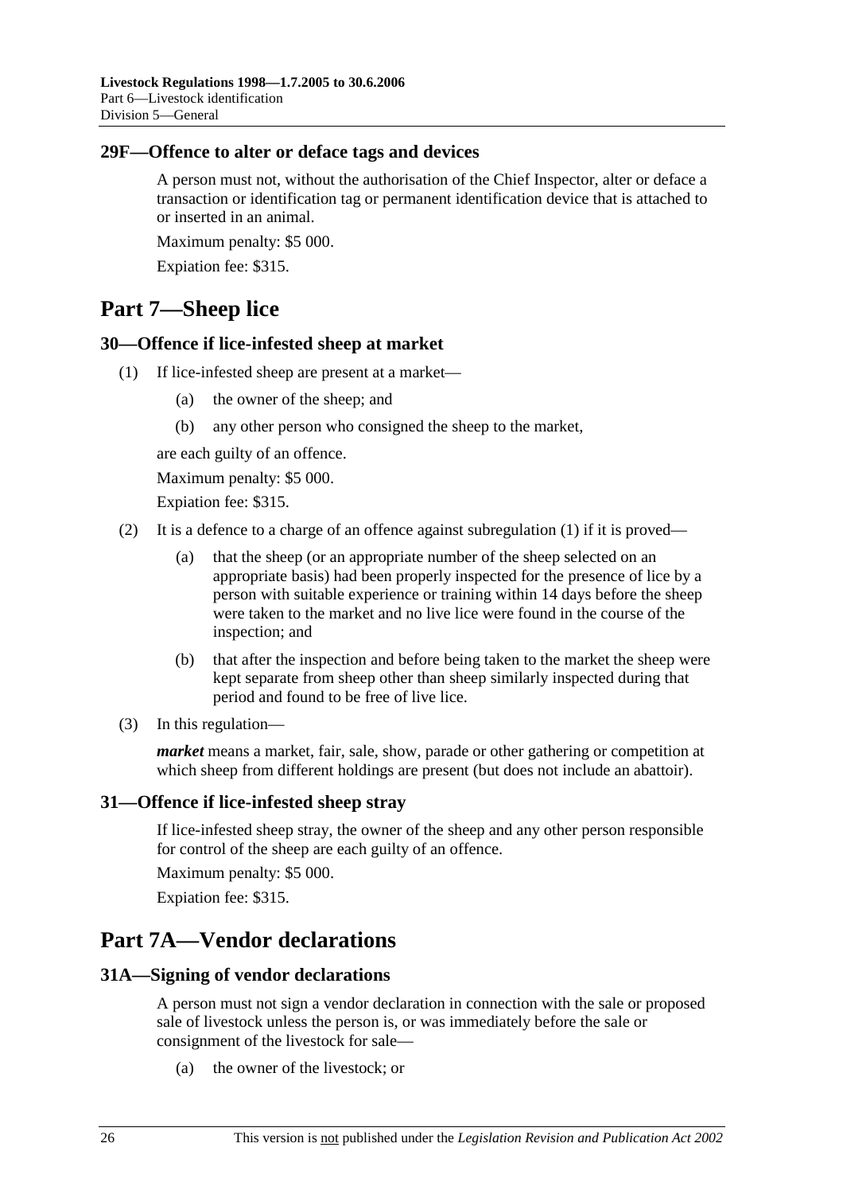### 29F—Offence to alter or deface tags and devices

A person must not, without the authorisation of the Chief Inspector, alter or deface a transaction or identification tag or permanent identification device that is attached to or inserted in an animal.

Maximum penalty: $5 000.

Expiation fee: $315.

## Part 7—Sheep lice

### 30—Offence if lice-infested sheep at market

(1) If lice-infested sheep are present at a market—

(a) the owner of the sheep; and

(b) any other person who consigned the sheep to the market,

are each guilty of an offence.

Maximum penalty: $5 000.

Expiation fee: $315.

(2) It is a defence to a charge of an offence against subregulation (1) if it is proved—

(a) that the sheep (or an appropriate number of the sheep selected on an appropriate basis) had been properly inspected for the presence of lice by a person with suitable experience or training within 14 days before the sheep were taken to the market and no live lice were found in the course of the inspection; and

(b) that after the inspection and before being taken to the market the sheep were kept separate from sheep other than sheep similarly inspected during that period and found to be free of live lice.

(3) In this regulation—

***market*** means a market, fair, sale, show, parade or other gathering or competition at which sheep from different holdings are present (but does not include an abattoir).

### 31—Offence if lice-infested sheep stray

If lice-infested sheep stray, the owner of the sheep and any other person responsible for control of the sheep are each guilty of an offence.

Maximum penalty: $5 000.

Expiation fee: $315.

## Part 7A—Vendor declarations

### 31A—Signing of vendor declarations

A person must not sign a vendor declaration in connection with the sale or proposed sale of livestock unless the person is, or was immediately before the sale or consignment of the livestock for sale—

(a) the owner of the livestock; or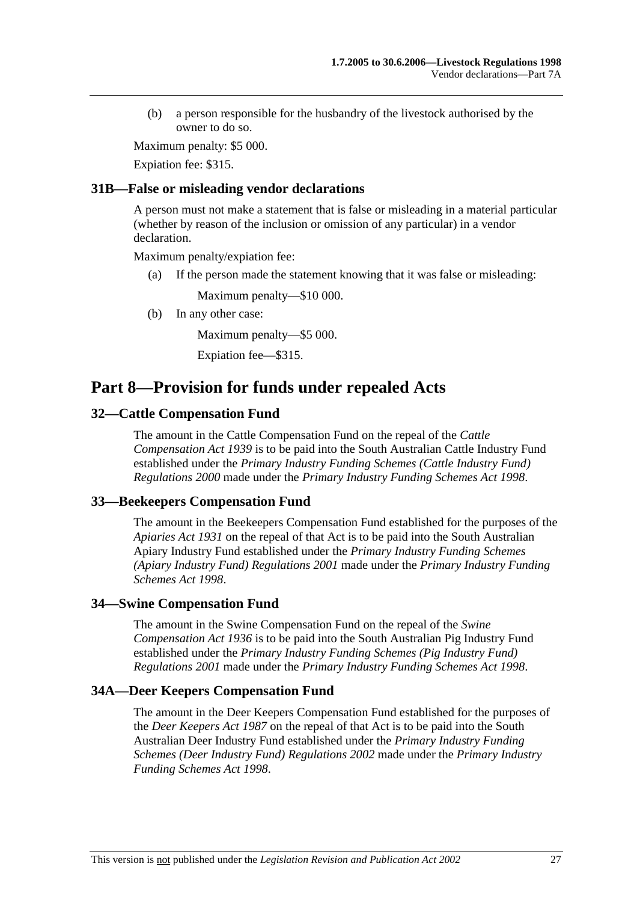(b) a person responsible for the husbandry of the livestock authorised by the owner to do so.

Maximum penalty: $5 000.

Expiation fee: $315.

### 31B—False or misleading vendor declarations

A person must not make a statement that is false or misleading in a material particular (whether by reason of the inclusion or omission of any particular) in a vendor declaration.

Maximum penalty/expiation fee:

(a) If the person made the statement knowing that it was false or misleading:

Maximum penalty—$10 000.

(b) In any other case:

Maximum penalty—$5 000.

Expiation fee—$315.

## Part 8—Provision for funds under repealed Acts

### 32—Cattle Compensation Fund

The amount in the Cattle Compensation Fund on the repeal of the *Cattle Compensation Act 1939* is to be paid into the South Australian Cattle Industry Fund established under the *Primary Industry Funding Schemes (Cattle Industry Fund) Regulations 2000* made under the *Primary Industry Funding Schemes Act 1998*.

### 33—Beekeepers Compensation Fund

The amount in the Beekeepers Compensation Fund established for the purposes of the *Apiaries Act 1931* on the repeal of that Act is to be paid into the South Australian Apiary Industry Fund established under the *Primary Industry Funding Schemes (Apiary Industry Fund) Regulations 2001* made under the *Primary Industry Funding Schemes Act 1998*.

### 34—Swine Compensation Fund

The amount in the Swine Compensation Fund on the repeal of the *Swine Compensation Act 1936* is to be paid into the South Australian Pig Industry Fund established under the *Primary Industry Funding Schemes (Pig Industry Fund) Regulations 2001* made under the *Primary Industry Funding Schemes Act 1998*.

### 34A—Deer Keepers Compensation Fund

The amount in the Deer Keepers Compensation Fund established for the purposes of the *Deer Keepers Act 1987* on the repeal of that Act is to be paid into the South Australian Deer Industry Fund established under the *Primary Industry Funding Schemes (Deer Industry Fund) Regulations 2002* made under the *Primary Industry Funding Schemes Act 1998*.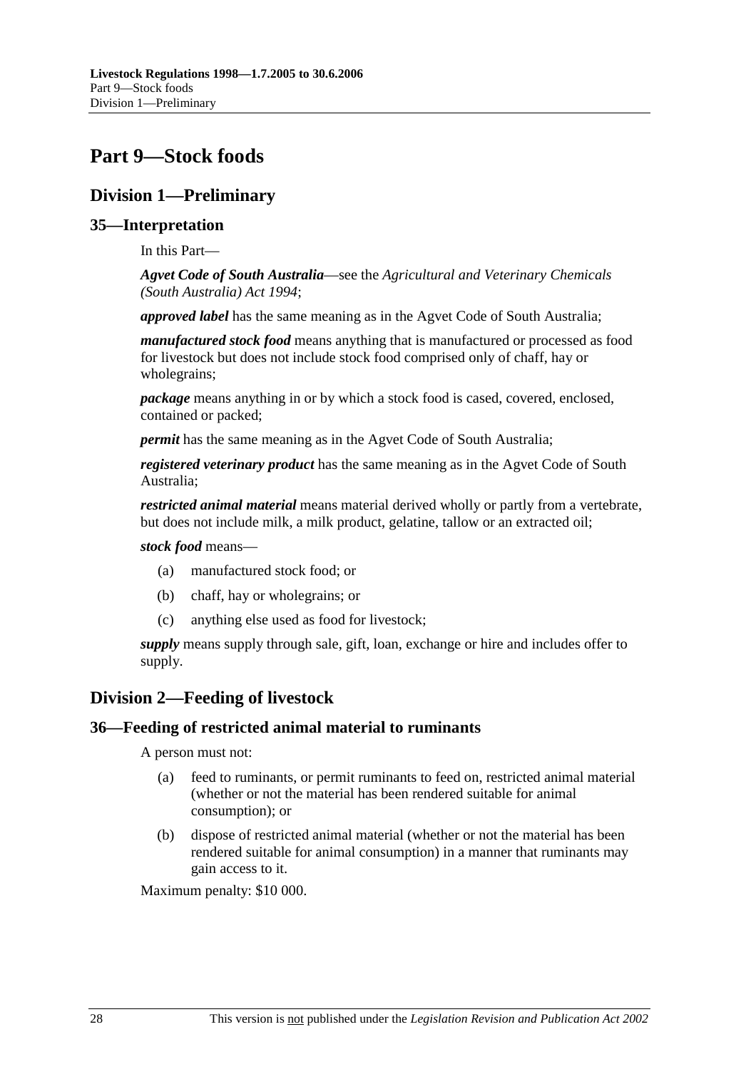# Part 9—Stock foods

## Division 1—Preliminary

### 35—Interpretation

In this Part—

***Agvet Code of South Australia***—see the *Agricultural and Veterinary Chemicals (South Australia) Act 1994*;

***approved label*** has the same meaning as in the Agvet Code of South Australia;

***manufactured stock food*** means anything that is manufactured or processed as food for livestock but does not include stock food comprised only of chaff, hay or wholegrains;

***package*** means anything in or by which a stock food is cased, covered, enclosed, contained or packed;

***permit*** has the same meaning as in the Agvet Code of South Australia;

***registered veterinary product*** has the same meaning as in the Agvet Code of South Australia;

***restricted animal material*** means material derived wholly or partly from a vertebrate, but does not include milk, a milk product, gelatine, tallow or an extracted oil;

***stock food*** means—

(a) manufactured stock food; or

(b) chaff, hay or wholegrains; or

(c) anything else used as food for livestock;

***supply*** means supply through sale, gift, loan, exchange or hire and includes offer to supply.

## Division 2—Feeding of livestock

### 36—Feeding of restricted animal material to ruminants

A person must not:

(a) feed to ruminants, or permit ruminants to feed on, restricted animal material (whether or not the material has been rendered suitable for animal consumption); or

(b) dispose of restricted animal material (whether or not the material has been rendered suitable for animal consumption) in a manner that ruminants may gain access to it.

Maximum penalty: $10 000.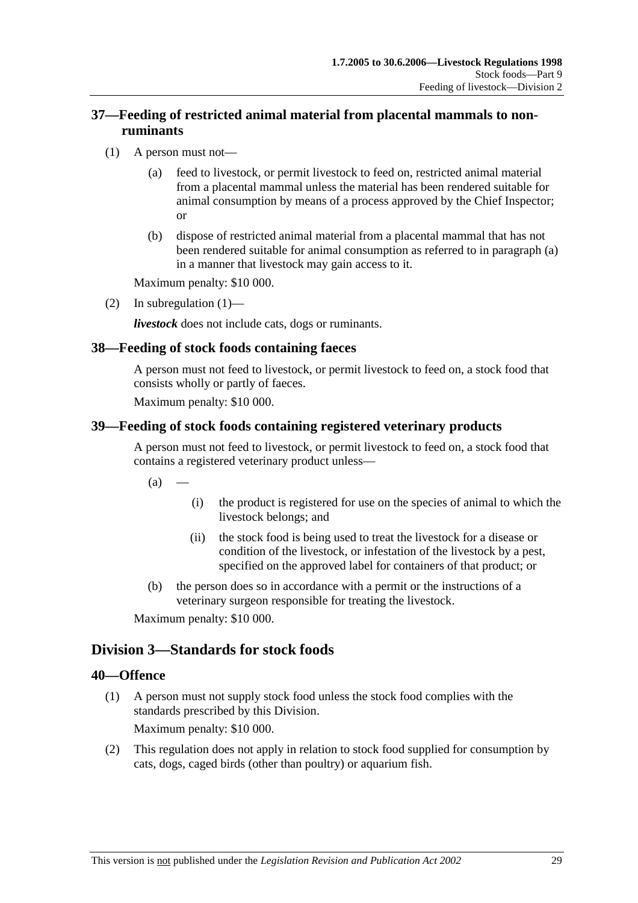## 37—Feeding of restricted animal material from placental mammals to non-ruminants

(1) A person must not—

(a) feed to livestock, or permit livestock to feed on, restricted animal material from a placental mammal unless the material has been rendered suitable for animal consumption by means of a process approved by the Chief Inspector; or

(b) dispose of restricted animal material from a placental mammal that has not been rendered suitable for animal consumption as referred to in paragraph (a) in a manner that livestock may gain access to it.

Maximum penalty: $10 000.

(2) In subregulation (1)—

***livestock*** does not include cats, dogs or ruminants.

## 38—Feeding of stock foods containing faeces

A person must not feed to livestock, or permit livestock to feed on, a stock food that consists wholly or partly of faeces.

Maximum penalty: $10 000.

## 39—Feeding of stock foods containing registered veterinary products

A person must not feed to livestock, or permit livestock to feed on, a stock food that contains a registered veterinary product unless—

(a) —

(i) the product is registered for use on the species of animal to which the livestock belongs; and

(ii) the stock food is being used to treat the livestock for a disease or condition of the livestock, or infestation of the livestock by a pest, specified on the approved label for containers of that product; or

(b) the person does so in accordance with a permit or the instructions of a veterinary surgeon responsible for treating the livestock.

Maximum penalty: $10 000.

# Division 3—Standards for stock foods

## 40—Offence

(1) A person must not supply stock food unless the stock food complies with the standards prescribed by this Division.

Maximum penalty: $10 000.

(2) This regulation does not apply in relation to stock food supplied for consumption by cats, dogs, caged birds (other than poultry) or aquarium fish.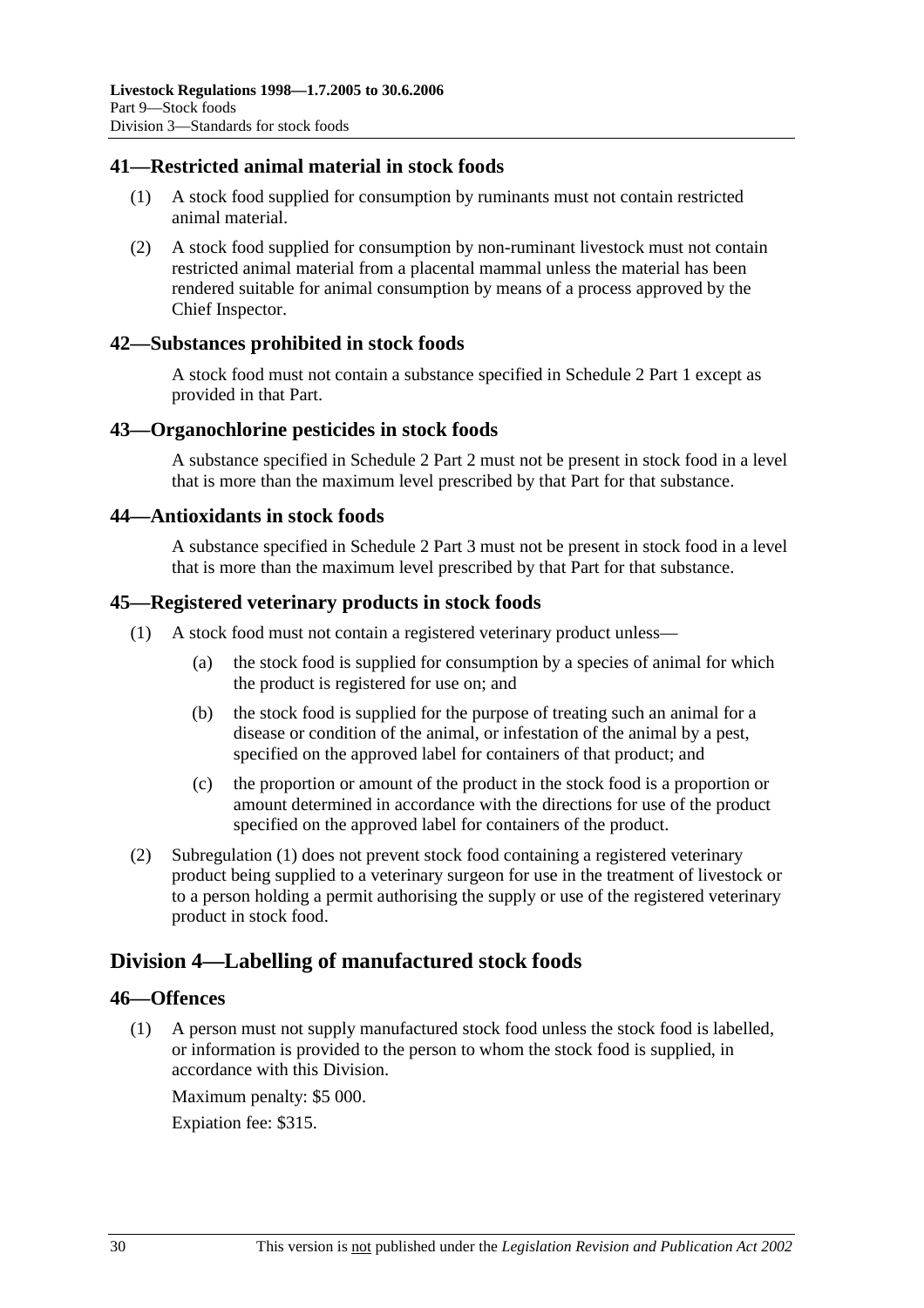## 41—Restricted animal material in stock foods

(1) A stock food supplied for consumption by ruminants must not contain restricted animal material.

(2) A stock food supplied for consumption by non-ruminant livestock must not contain restricted animal material from a placental mammal unless the material has been rendered suitable for animal consumption by means of a process approved by the Chief Inspector.

## 42—Substances prohibited in stock foods

A stock food must not contain a substance specified in Schedule 2 Part 1 except as provided in that Part.

## 43—Organochlorine pesticides in stock foods

A substance specified in Schedule 2 Part 2 must not be present in stock food in a level that is more than the maximum level prescribed by that Part for that substance.

## 44—Antioxidants in stock foods

A substance specified in Schedule 2 Part 3 must not be present in stock food in a level that is more than the maximum level prescribed by that Part for that substance.

## 45—Registered veterinary products in stock foods

(1) A stock food must not contain a registered veterinary product unless—

(a) the stock food is supplied for consumption by a species of animal for which the product is registered for use on; and

(b) the stock food is supplied for the purpose of treating such an animal for a disease or condition of the animal, or infestation of the animal by a pest, specified on the approved label for containers of that product; and

(c) the proportion or amount of the product in the stock food is a proportion or amount determined in accordance with the directions for use of the product specified on the approved label for containers of the product.

(2) Subregulation (1) does not prevent stock food containing a registered veterinary product being supplied to a veterinary surgeon for use in the treatment of livestock or to a person holding a permit authorising the supply or use of the registered veterinary product in stock food.

# Division 4—Labelling of manufactured stock foods

## 46—Offences

(1) A person must not supply manufactured stock food unless the stock food is labelled, or information is provided to the person to whom the stock food is supplied, in accordance with this Division.

Maximum penalty: $5 000.

Expiation fee: $315.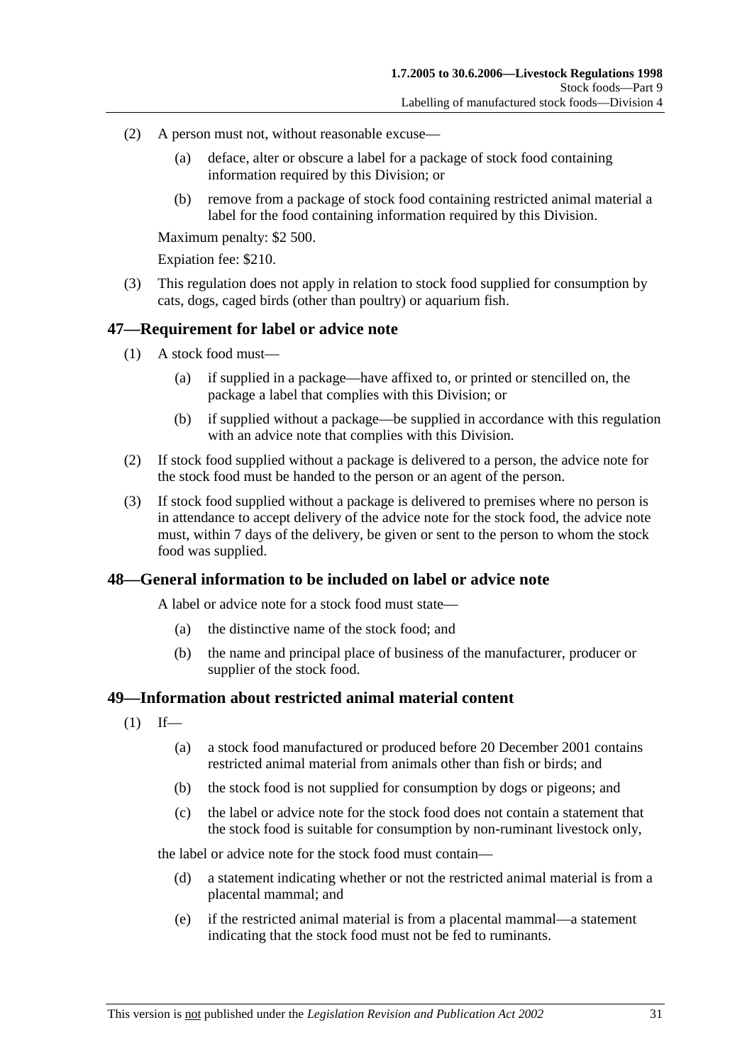(2) A person must not, without reasonable excuse—

(a) deface, alter or obscure a label for a package of stock food containing information required by this Division; or

(b) remove from a package of stock food containing restricted animal material a label for the food containing information required by this Division.

Maximum penalty: $2 500.

Expiation fee: $210.

(3) This regulation does not apply in relation to stock food supplied for consumption by cats, dogs, caged birds (other than poultry) or aquarium fish.

## 47—Requirement for label or advice note

(1) A stock food must—

(a) if supplied in a package—have affixed to, or printed or stencilled on, the package a label that complies with this Division; or

(b) if supplied without a package—be supplied in accordance with this regulation with an advice note that complies with this Division.

(2) If stock food supplied without a package is delivered to a person, the advice note for the stock food must be handed to the person or an agent of the person.

(3) If stock food supplied without a package is delivered to premises where no person is in attendance to accept delivery of the advice note for the stock food, the advice note must, within 7 days of the delivery, be given or sent to the person to whom the stock food was supplied.

## 48—General information to be included on label or advice note

A label or advice note for a stock food must state—

(a) the distinctive name of the stock food; and

(b) the name and principal place of business of the manufacturer, producer or supplier of the stock food.

## 49—Information about restricted animal material content

(1) If—

(a) a stock food manufactured or produced before 20 December 2001 contains restricted animal material from animals other than fish or birds; and

(b) the stock food is not supplied for consumption by dogs or pigeons; and

(c) the label or advice note for the stock food does not contain a statement that the stock food is suitable for consumption by non-ruminant livestock only,

the label or advice note for the stock food must contain—

(d) a statement indicating whether or not the restricted animal material is from a placental mammal; and

(e) if the restricted animal material is from a placental mammal—a statement indicating that the stock food must not be fed to ruminants.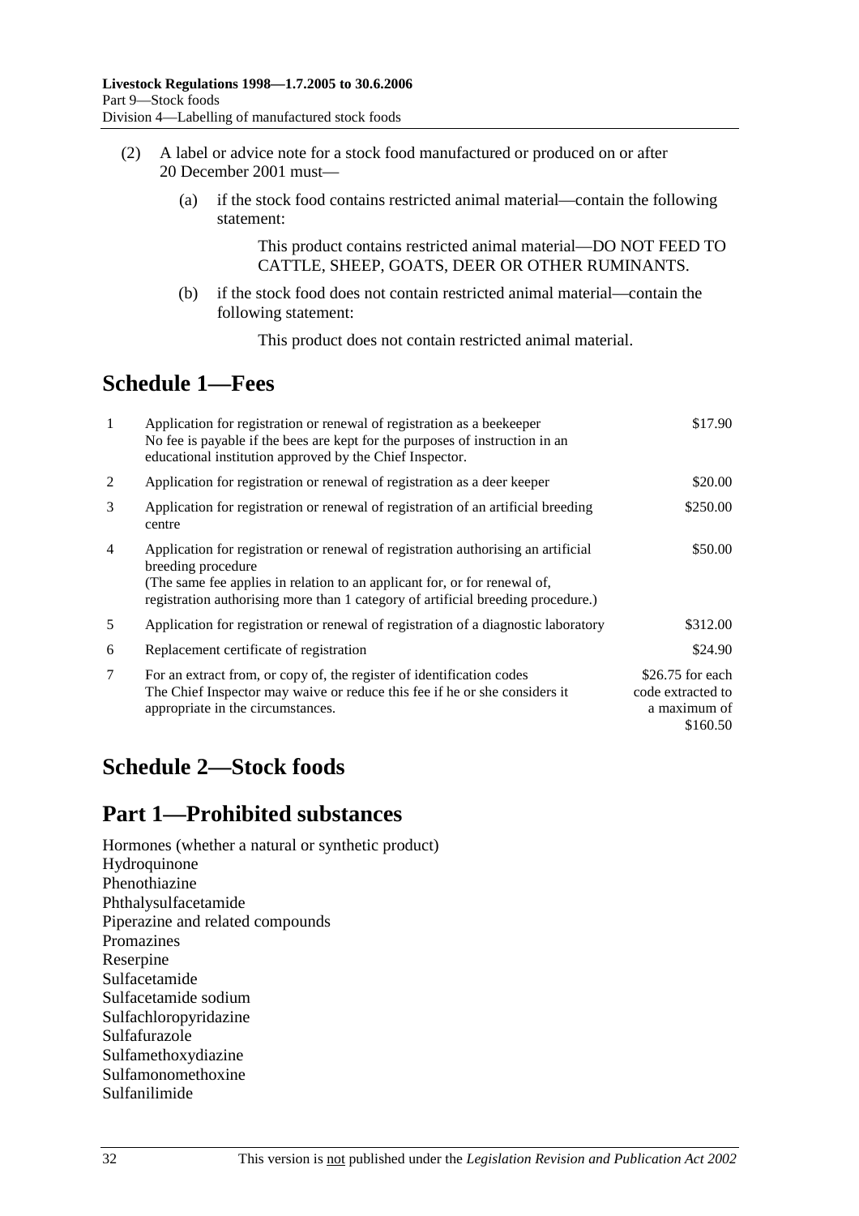(2) A label or advice note for a stock food manufactured or produced on or after 20 December 2001 must—

(a) if the stock food contains restricted animal material—contain the following statement:

> This product contains restricted animal material—DO NOT FEED TO CATTLE, SHEEP, GOATS, DEER OR OTHER RUMINANTS.

(b) if the stock food does not contain restricted animal material—contain the following statement:

> This product does not contain restricted animal material.

# Schedule 1—Fees

| | | |
|---|---|---|
| 1 | Application for registration or renewal of registration as a beekeeper<br>No fee is payable if the bees are kept for the purposes of instruction in an educational institution approved by the Chief Inspector. | $17.90 |
| 2 | Application for registration or renewal of registration as a deer keeper | $20.00 |
| 3 | Application for registration or renewal of registration of an artificial breeding centre | $250.00 |
| 4 | Application for registration or renewal of registration authorising an artificial breeding procedure<br>(The same fee applies in relation to an applicant for, or for renewal of, registration authorising more than 1 category of artificial breeding procedure.) | $50.00 |
| 5 | Application for registration or renewal of registration of a diagnostic laboratory | $312.00 |
| 6 | Replacement certificate of registration | $24.90 |
| 7 | For an extract from, or copy of, the register of identification codes<br>The Chief Inspector may waive or reduce this fee if he or she considers it appropriate in the circumstances. | $26.75 for each code extracted to a maximum of $160.50 |

# Schedule 2—Stock foods

# Part 1—Prohibited substances

Hormones (whether a natural or synthetic product)
Hydroquinone
Phenothiazine
Phthalysulfacetamide
Piperazine and related compounds
Promazines
Reserpine
Sulfacetamide
Sulfacetamide sodium
Sulfachloropyridazine
Sulfafurazole
Sulfamethoxydiazine
Sulfamonomethoxine
Sulfanilimide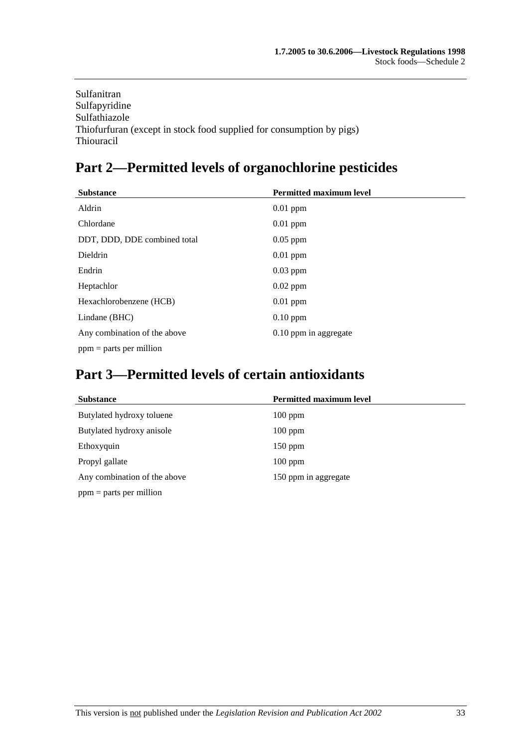Sulfanitran
Sulfapyridine
Sulfathiazole
Thiofurfuran (except in stock food supplied for consumption by pigs)
Thiouracil

## Part 2—Permitted levels of organochlorine pesticides

| Substance | Permitted maximum level |
|---|---|
| Aldrin | 0.01 ppm |
| Chlordane | 0.01 ppm |
| DDT, DDD, DDE combined total | 0.05 ppm |
| Dieldrin | 0.01 ppm |
| Endrin | 0.03 ppm |
| Heptachlor | 0.02 ppm |
| Hexachlorobenzene (HCB) | 0.01 ppm |
| Lindane (BHC) | 0.10 ppm |
| Any combination of the above | 0.10 ppm in aggregate |

ppm = parts per million

## Part 3—Permitted levels of certain antioxidants

| Substance | Permitted maximum level |
|---|---|
| Butylated hydroxy toluene | 100 ppm |
| Butylated hydroxy anisole | 100 ppm |
| Ethoxyquin | 150 ppm |
| Propyl gallate | 100 ppm |
| Any combination of the above | 150 ppm in aggregate |

ppm = parts per million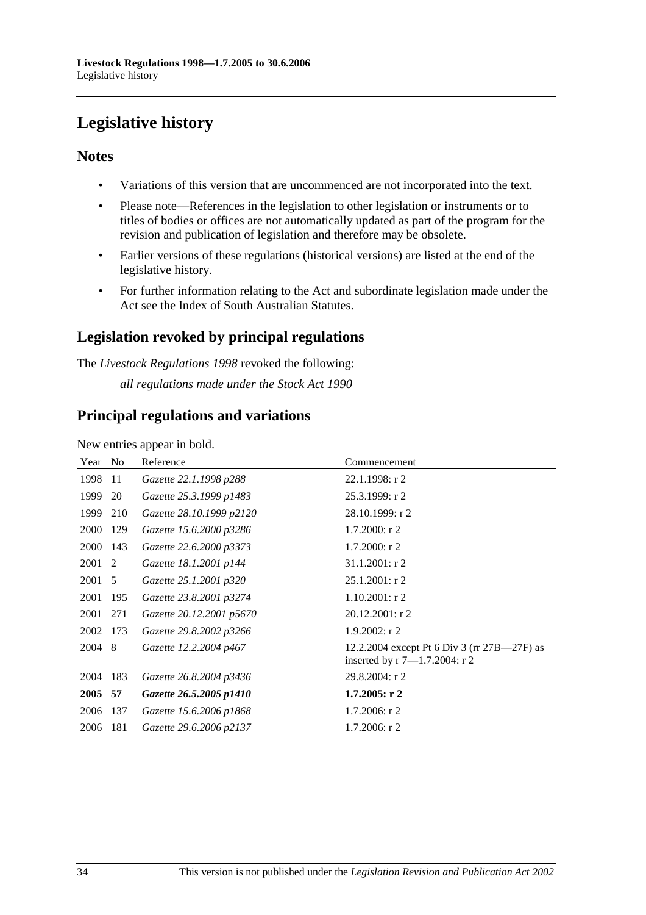# Legislative history

## Notes

- Variations of this version that are uncommenced are not incorporated into the text.
- Please note—References in the legislation to other legislation or instruments or to titles of bodies or offices are not automatically updated as part of the program for the revision and publication of legislation and therefore may be obsolete.
- Earlier versions of these regulations (historical versions) are listed at the end of the legislative history.
- For further information relating to the Act and subordinate legislation made under the Act see the Index of South Australian Statutes.

## Legislation revoked by principal regulations

The *Livestock Regulations 1998* revoked the following:

*all regulations made under the Stock Act 1990*

## Principal regulations and variations

New entries appear in bold.

| Year | No | Reference | Commencement |
|---|---|---|---|
| 1998 | 11 | *Gazette 22.1.1998 p288* | 22.1.1998: r 2 |
| 1999 | 20 | *Gazette 25.3.1999 p1483* | 25.3.1999: r 2 |
| 1999 | 210 | *Gazette 28.10.1999 p2120* | 28.10.1999: r 2 |
| 2000 | 129 | *Gazette 15.6.2000 p3286* | 1.7.2000: r 2 |
| 2000 | 143 | *Gazette 22.6.2000 p3373* | 1.7.2000: r 2 |
| 2001 | 2 | *Gazette 18.1.2001 p144* | 31.1.2001: r 2 |
| 2001 | 5 | *Gazette 25.1.2001 p320* | 25.1.2001: r 2 |
| 2001 | 195 | *Gazette 23.8.2001 p3274* | 1.10.2001: r 2 |
| 2001 | 271 | *Gazette 20.12.2001 p5670* | 20.12.2001: r 2 |
| 2002 | 173 | *Gazette 29.8.2002 p3266* | 1.9.2002: r 2 |
| 2004 | 8 | *Gazette 12.2.2004 p467* | 12.2.2004 except Pt 6 Div 3 (rr 27B—27F) as inserted by r 7—1.7.2004: r 2 |
| 2004 | 183 | *Gazette 26.8.2004 p3436* | 29.8.2004: r 2 |
| **2005** | **57** | ***Gazette 26.5.2005 p1410*** | **1.7.2005: r 2** |
| 2006 | 137 | *Gazette 15.6.2006 p1868* | 1.7.2006: r 2 |
| 2006 | 181 | *Gazette 29.6.2006 p2137* | 1.7.2006: r 2 |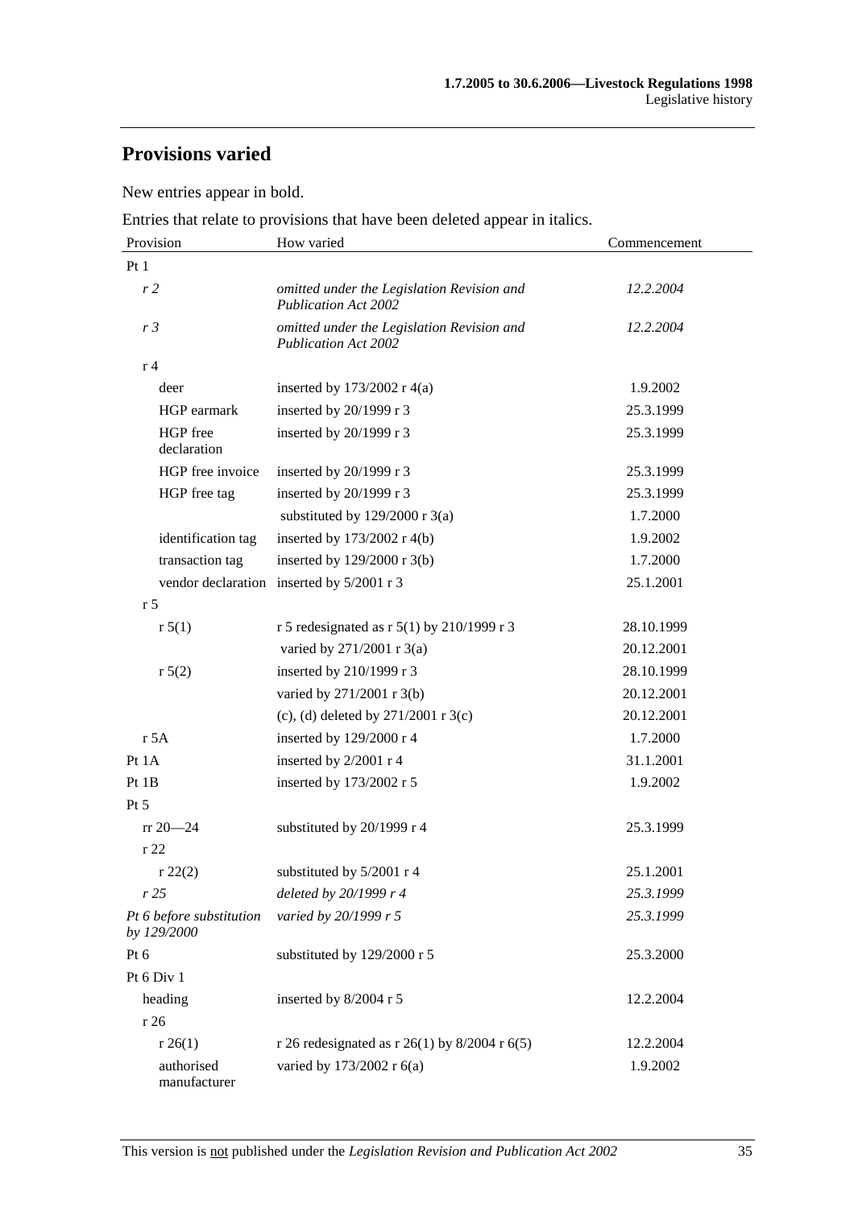## Provisions varied

New entries appear in bold.

Entries that relate to provisions that have been deleted appear in italics.

| Provision | How varied | Commencement |
|---|---|---|
| Pt 1 | | |
| *r 2* | *omitted under the Legislation Revision and Publication Act 2002* | *12.2.2004* |
| *r 3* | *omitted under the Legislation Revision and Publication Act 2002* | *12.2.2004* |
| r 4 | | |
| deer | inserted by 173/2002 r 4(a) | 1.9.2002 |
| HGP earmark | inserted by 20/1999 r 3 | 25.3.1999 |
| HGP free declaration | inserted by 20/1999 r 3 | 25.3.1999 |
| HGP free invoice | inserted by 20/1999 r 3 | 25.3.1999 |
| HGP free tag | inserted by 20/1999 r 3 | 25.3.1999 |
| | substituted by 129/2000 r 3(a) | 1.7.2000 |
| identification tag | inserted by 173/2002 r 4(b) | 1.9.2002 |
| transaction tag | inserted by 129/2000 r 3(b) | 1.7.2000 |
| vendor declaration | inserted by 5/2001 r 3 | 25.1.2001 |
| r 5 | | |
| r 5(1) | r 5 redesignated as r 5(1) by 210/1999 r 3 | 28.10.1999 |
| | varied by 271/2001 r 3(a) | 20.12.2001 |
| r 5(2) | inserted by 210/1999 r 3 | 28.10.1999 |
| | varied by 271/2001 r 3(b) | 20.12.2001 |
| | (c), (d) deleted by 271/2001 r 3(c) | 20.12.2001 |
| r 5A | inserted by 129/2000 r 4 | 1.7.2000 |
| Pt 1A | inserted by 2/2001 r 4 | 31.1.2001 |
| Pt 1B | inserted by 173/2002 r 5 | 1.9.2002 |
| Pt 5 | | |
| rr 20—24 | substituted by 20/1999 r 4 | 25.3.1999 |
| r 22 | | |
| r 22(2) | substituted by 5/2001 r 4 | 25.1.2001 |
| *r 25* | *deleted by 20/1999 r 4* | *25.3.1999* |
| *Pt 6 before substitution by 129/2000* | *varied by 20/1999 r 5* | *25.3.1999* |
| Pt 6 | substituted by 129/2000 r 5 | 25.3.2000 |
| Pt 6 Div 1 | | |
| heading | inserted by 8/2004 r 5 | 12.2.2004 |
| r 26 | | |
| r 26(1) | r 26 redesignated as r 26(1) by 8/2004 r 6(5) | 12.2.2004 |
| authorised manufacturer | varied by 173/2002 r 6(a) | 1.9.2002 |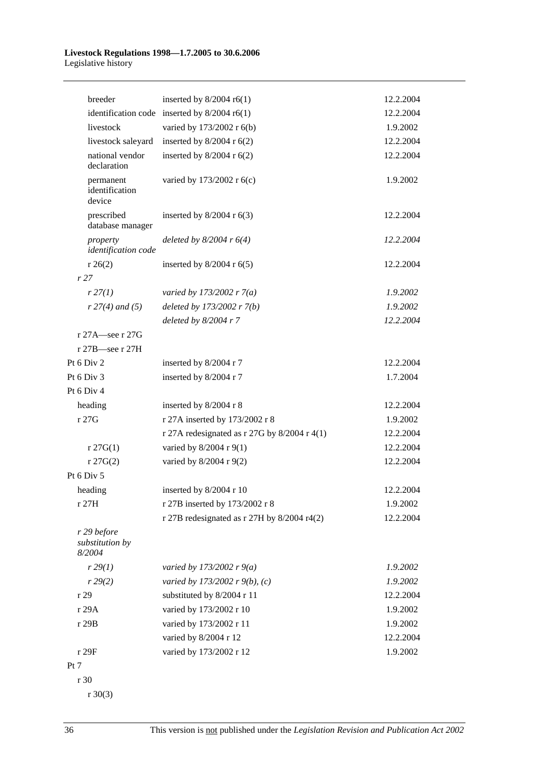| | | |
|---|---|---|
| breeder | inserted by 8/2004 r6(1) | 12.2.2004 |
| identification code | inserted by 8/2004 r6(1) | 12.2.2004 |
| livestock | varied by 173/2002 r 6(b) | 1.9.2002 |
| livestock saleyard | inserted by 8/2004 r 6(2) | 12.2.2004 |
| national vendor declaration | inserted by 8/2004 r 6(2) | 12.2.2004 |
| permanent identification device | varied by 173/2002 r 6(c) | 1.9.2002 |
| prescribed database manager | inserted by 8/2004 r 6(3) | 12.2.2004 |
| *property identification code* | *deleted by 8/2004 r 6(4)* | *12.2.2004* |
| r 26(2) | inserted by 8/2004 r 6(5) | 12.2.2004 |
| *r 27* | | |
| *r 27(1)* | *varied by 173/2002 r 7(a)* | *1.9.2002* |
| *r 27(4) and (5)* | *deleted by 173/2002 r 7(b)* | *1.9.2002* |
| | *deleted by 8/2004 r 7* | *12.2.2004* |
| r 27A—see r 27G | | |
| r 27B—see r 27H | | |
| Pt 6 Div 2 | inserted by 8/2004 r 7 | 12.2.2004 |
| Pt 6 Div 3 | inserted by 8/2004 r 7 | 1.7.2004 |
| Pt 6 Div 4 | | |
| heading | inserted by 8/2004 r 8 | 12.2.2004 |
| r 27G | r 27A inserted by 173/2002 r 8 | 1.9.2002 |
| | r 27A redesignated as r 27G by 8/2004 r 4(1) | 12.2.2004 |
| r 27G(1) | varied by 8/2004 r 9(1) | 12.2.2004 |
| r 27G(2) | varied by 8/2004 r 9(2) | 12.2.2004 |
| Pt 6 Div 5 | | |
| heading | inserted by 8/2004 r 10 | 12.2.2004 |
| r 27H | r 27B inserted by 173/2002 r 8 | 1.9.2002 |
| | r 27B redesignated as r 27H by 8/2004 r4(2) | 12.2.2004 |
| *r 29 before substitution by 8/2004* | | |
| *r 29(1)* | *varied by 173/2002 r 9(a)* | *1.9.2002* |
| *r 29(2)* | *varied by 173/2002 r 9(b), (c)* | *1.9.2002* |
| r 29 | substituted by 8/2004 r 11 | 12.2.2004 |
| r 29A | varied by 173/2002 r 10 | 1.9.2002 |
| r 29B | varied by 173/2002 r 11 | 1.9.2002 |
| | varied by 8/2004 r 12 | 12.2.2004 |
| r 29F | varied by 173/2002 r 12 | 1.9.2002 |
| Pt 7 | | |
| r 30 | | |
| r 30(3) | | |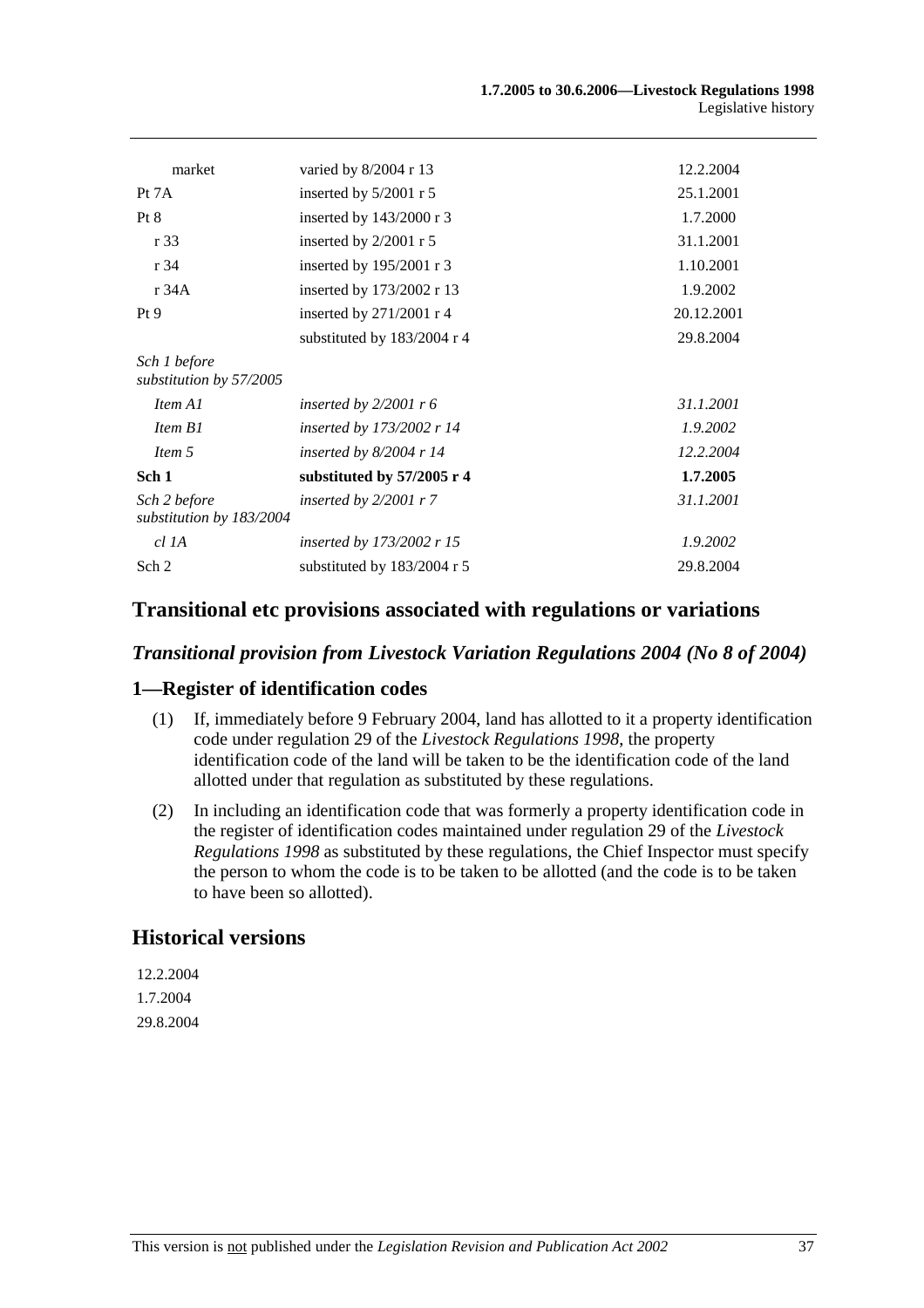| | | |
|---|---|---|
| market | varied by 8/2004 r 13 | 12.2.2004 |
| Pt 7A | inserted by 5/2001 r 5 | 25.1.2001 |
| Pt 8 | inserted by 143/2000 r 3 | 1.7.2000 |
| r 33 | inserted by 2/2001 r 5 | 31.1.2001 |
| r 34 | inserted by 195/2001 r 3 | 1.10.2001 |
| r 34A | inserted by 173/2002 r 13 | 1.9.2002 |
| Pt 9 | inserted by 271/2001 r 4 | 20.12.2001 |
| | substituted by 183/2004 r 4 | 29.8.2004 |
| *Sch 1 before substitution by 57/2005* | | |
| *Item A1* | *inserted by 2/2001 r 6* | *31.1.2001* |
| *Item B1* | *inserted by 173/2002 r 14* | *1.9.2002* |
| *Item 5* | *inserted by 8/2004 r 14* | *12.2.2004* |
| **Sch 1** | **substituted by 57/2005 r 4** | **1.7.2005** |
| *Sch 2 before substitution by 183/2004* | *inserted by 2/2001 r 7* | *31.1.2001* |
| *cl 1A* | *inserted by 173/2002 r 15* | *1.9.2002* |
| Sch 2 | substituted by 183/2004 r 5 | 29.8.2004 |

## Transitional etc provisions associated with regulations or variations

### *Transitional provision from Livestock Variation Regulations 2004 (No 8 of 2004)*

### 1—Register of identification codes

(1) If, immediately before 9 February 2004, land has allotted to it a property identification code under regulation 29 of the *Livestock Regulations 1998*, the property identification code of the land will be taken to be the identification code of the land allotted under that regulation as substituted by these regulations.

(2) In including an identification code that was formerly a property identification code in the register of identification codes maintained under regulation 29 of the *Livestock Regulations 1998* as substituted by these regulations, the Chief Inspector must specify the person to whom the code is to be taken to be allotted (and the code is to be taken to have been so allotted).

## Historical versions

12.2.2004

1.7.2004

29.8.2004